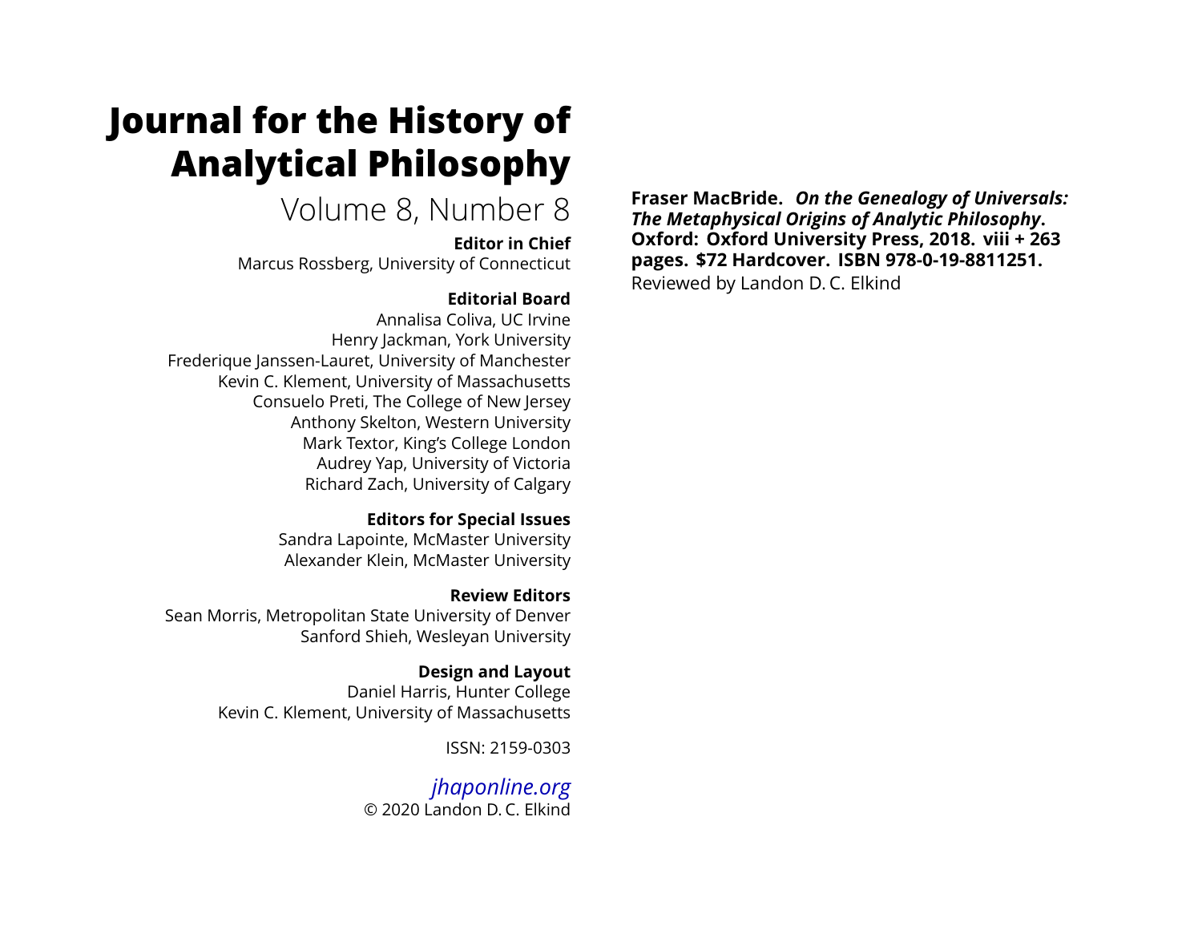# Journal for the History of Analytical Philosophy

Volume 8, Number 8

**Editor in Chief**

Marcus Rossberg, University of Connecticut

**Editorial Board**

Annalisa Coliva, UC Irvine
Henry Jackman, York University
Frederique Janssen-Lauret, University of Manchester
Kevin C. Klement, University of Massachusetts
Consuelo Preti, The College of New Jersey
Anthony Skelton, Western University
Mark Textor, King's College London
Audrey Yap, University of Victoria
Richard Zach, University of Calgary

**Editors for Special Issues**

Sandra Lapointe, McMaster University
Alexander Klein, McMaster University

**Review Editors**

Sean Morris, Metropolitan State University of Denver
Sanford Shieh, Wesleyan University

**Design and Layout**

Daniel Harris, Hunter College
Kevin C. Klement, University of Massachusetts

ISSN: 2159-0303

*jhaponline.org*

© 2020 Landon D. C. Elkind

**Fraser MacBride. *On the Genealogy of Universals: The Metaphysical Origins of Analytic Philosophy*. Oxford: Oxford University Press, 2018. viii + 263 pages. $72 Hardcover. ISBN 978-0-19-8811251.**

Reviewed by Landon D. C. Elkind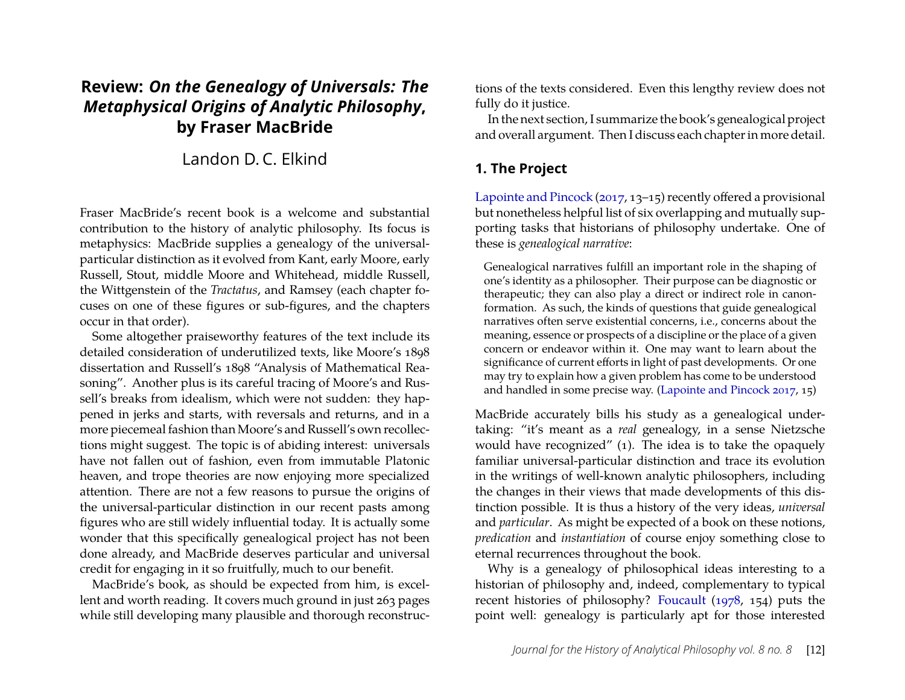# Review: *On the Genealogy of Universals: The Metaphysical Origins of Analytic Philosophy*, by Fraser MacBride

Landon D. C. Elkind

Fraser MacBride's recent book is a welcome and substantial contribution to the history of analytic philosophy. Its focus is metaphysics: MacBride supplies a genealogy of the universal-particular distinction as it evolved from Kant, early Moore, early Russell, Stout, middle Moore and Whitehead, middle Russell, the Wittgenstein of the *Tractatus*, and Ramsey (each chapter focuses on one of these figures or sub-figures, and the chapters occur in that order).

Some altogether praiseworthy features of the text include its detailed consideration of underutilized texts, like Moore's 1898 dissertation and Russell's 1898 "Analysis of Mathematical Reasoning". Another plus is its careful tracing of Moore's and Russell's breaks from idealism, which were not sudden: they happened in jerks and starts, with reversals and returns, and in a more piecemeal fashion than Moore's and Russell's own recollections might suggest. The topic is of abiding interest: universals have not fallen out of fashion, even from immutable Platonic heaven, and trope theories are now enjoying more specialized attention. There are not a few reasons to pursue the origins of the universal-particular distinction in our recent pasts among figures who are still widely influential today. It is actually some wonder that this specifically genealogical project has not been done already, and MacBride deserves particular and universal credit for engaging in it so fruitfully, much to our benefit.

MacBride's book, as should be expected from him, is excellent and worth reading. It covers much ground in just 263 pages while still developing many plausible and thorough reconstructions of the texts considered. Even this lengthy review does not fully do it justice.

In the next section, I summarize the book's genealogical project and overall argument. Then I discuss each chapter in more detail.

## 1. The Project

Lapointe and Pincock (2017, 13–15) recently offered a provisional but nonetheless helpful list of six overlapping and mutually supporting tasks that historians of philosophy undertake. One of these is *genealogical narrative*:

> Genealogical narratives fulfill an important role in the shaping of one's identity as a philosopher. Their purpose can be diagnostic or therapeutic; they can also play a direct or indirect role in canon-formation. As such, the kinds of questions that guide genealogical narratives often serve existential concerns, i.e., concerns about the meaning, essence or prospects of a discipline or the place of a given concern or endeavor within it. One may want to learn about the significance of current efforts in light of past developments. Or one may try to explain how a given problem has come to be understood and handled in some precise way. (Lapointe and Pincock 2017, 15)

MacBride accurately bills his study as a genealogical undertaking: "it's meant as a *real* genealogy, in a sense Nietzsche would have recognized" (1). The idea is to take the opaquely familiar universal-particular distinction and trace its evolution in the writings of well-known analytic philosophers, including the changes in their views that made developments of this distinction possible. It is thus a history of the very ideas, *universal* and *particular*. As might be expected of a book on these notions, *predication* and *instantiation* of course enjoy something close to eternal recurrences throughout the book.

Why is a genealogy of philosophical ideas interesting to a historian of philosophy and, indeed, complementary to typical recent histories of philosophy? Foucault (1978, 154) puts the point well: genealogy is particularly apt for those interested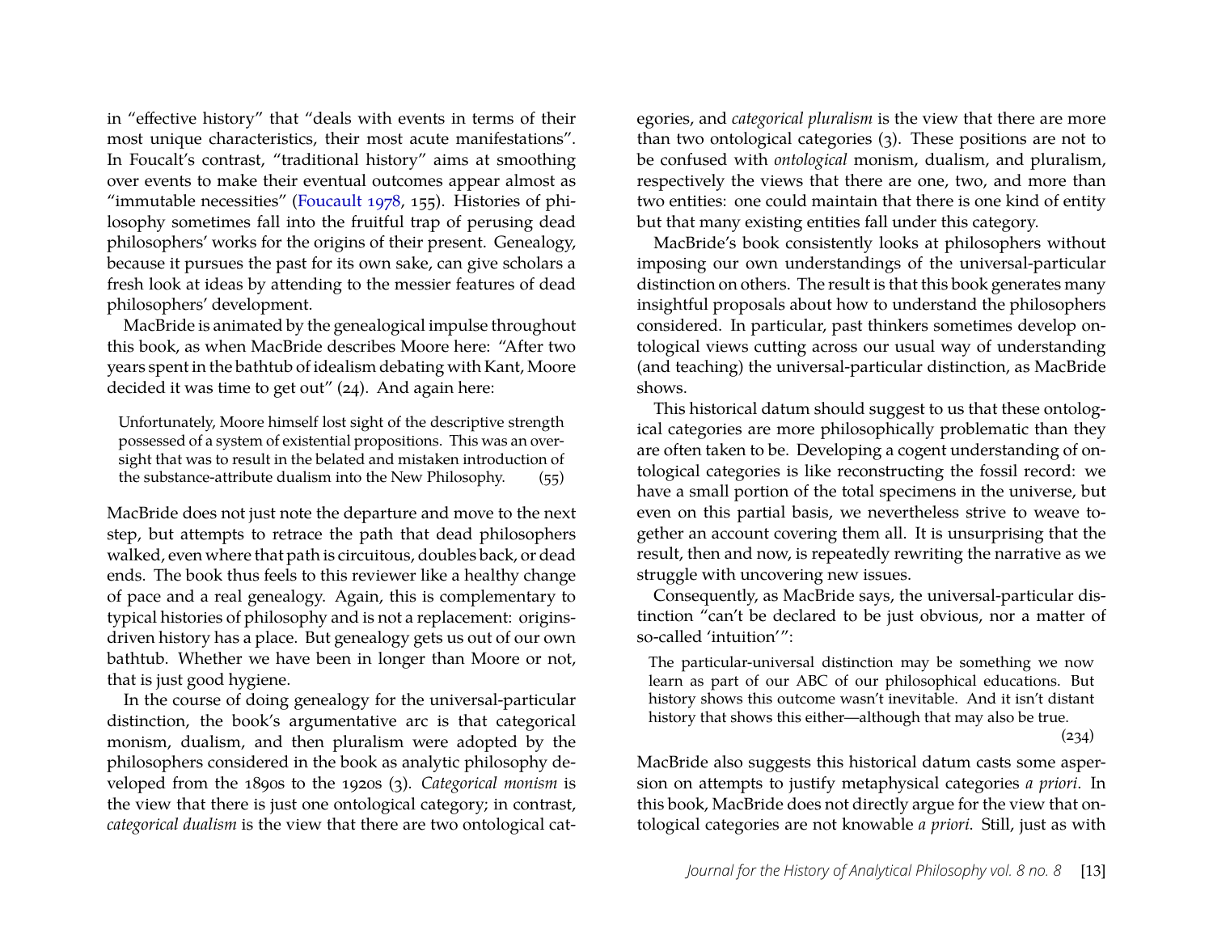in "effective history" that "deals with events in terms of their most unique characteristics, their most acute manifestations". In Foucalt's contrast, "traditional history" aims at smoothing over events to make their eventual outcomes appear almost as "immutable necessities" (Foucault 1978, 155). Histories of philosophy sometimes fall into the fruitful trap of perusing dead philosophers' works for the origins of their present. Genealogy, because it pursues the past for its own sake, can give scholars a fresh look at ideas by attending to the messier features of dead philosophers' development.

MacBride is animated by the genealogical impulse throughout this book, as when MacBride describes Moore here: "After two years spent in the bathtub of idealism debating with Kant, Moore decided it was time to get out" (24). And again here:

> Unfortunately, Moore himself lost sight of the descriptive strength possessed of a system of existential propositions. This was an oversight that was to result in the belated and mistaken introduction of the substance-attribute dualism into the New Philosophy. (55)

MacBride does not just note the departure and move to the next step, but attempts to retrace the path that dead philosophers walked, even where that path is circuitous, doubles back, or dead ends. The book thus feels to this reviewer like a healthy change of pace and a real genealogy. Again, this is complementary to typical histories of philosophy and is not a replacement: origins-driven history has a place. But genealogy gets us out of our own bathtub. Whether we have been in longer than Moore or not, that is just good hygiene.

In the course of doing genealogy for the universal-particular distinction, the book's argumentative arc is that categorical monism, dualism, and then pluralism were adopted by the philosophers considered in the book as analytic philosophy developed from the 1890s to the 1920s (3). *Categorical monism* is the view that there is just one ontological category; in contrast, *categorical dualism* is the view that there are two ontological categories, and *categorical pluralism* is the view that there are more than two ontological categories (3). These positions are not to be confused with *ontological* monism, dualism, and pluralism, respectively the views that there are one, two, and more than two entities: one could maintain that there is one kind of entity but that many existing entities fall under this category.

MacBride's book consistently looks at philosophers without imposing our own understandings of the universal-particular distinction on others. The result is that this book generates many insightful proposals about how to understand the philosophers considered. In particular, past thinkers sometimes develop ontological views cutting across our usual way of understanding (and teaching) the universal-particular distinction, as MacBride shows.

This historical datum should suggest to us that these ontological categories are more philosophically problematic than they are often taken to be. Developing a cogent understanding of ontological categories is like reconstructing the fossil record: we have a small portion of the total specimens in the universe, but even on this partial basis, we nevertheless strive to weave together an account covering them all. It is unsurprising that the result, then and now, is repeatedly rewriting the narrative as we struggle with uncovering new issues.

Consequently, as MacBride says, the universal-particular distinction "can't be declared to be just obvious, nor a matter of so-called 'intuition'":

> The particular-universal distinction may be something we now learn as part of our ABC of our philosophical educations. But history shows this outcome wasn't inevitable. And it isn't distant history that shows this either—although that may also be true. (234)

MacBride also suggests this historical datum casts some aspersion on attempts to justify metaphysical categories *a priori*. In this book, MacBride does not directly argue for the view that ontological categories are not knowable *a priori*. Still, just as with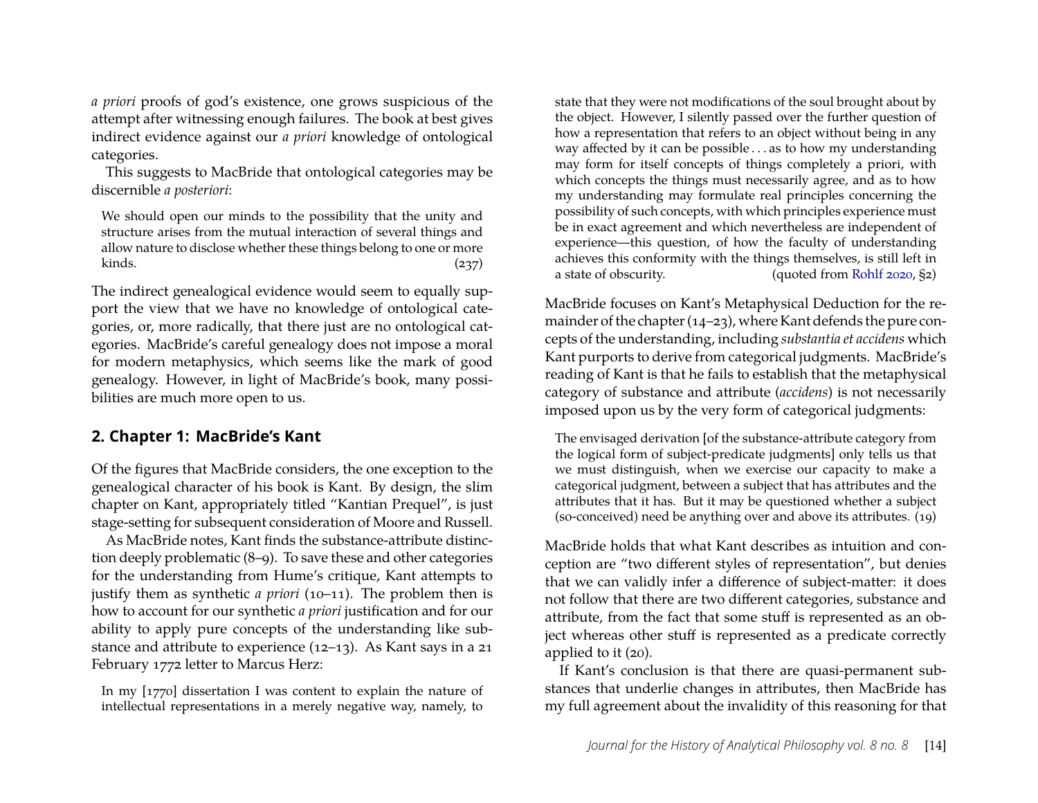*a priori* proofs of god's existence, one grows suspicious of the attempt after witnessing enough failures. The book at best gives indirect evidence against our *a priori* knowledge of ontological categories.

This suggests to MacBride that ontological categories may be discernible *a posteriori*:

> We should open our minds to the possibility that the unity and structure arises from the mutual interaction of several things and allow nature to disclose whether these things belong to one or more kinds. (237)

The indirect genealogical evidence would seem to equally support the view that we have no knowledge of ontological categories, or, more radically, that there just are no ontological categories. MacBride's careful genealogy does not impose a moral for modern metaphysics, which seems like the mark of good genealogy. However, in light of MacBride's book, many possibilities are much more open to us.

## 2. Chapter 1: MacBride's Kant

Of the figures that MacBride considers, the one exception to the genealogical character of his book is Kant. By design, the slim chapter on Kant, appropriately titled "Kantian Prequel", is just stage-setting for subsequent consideration of Moore and Russell.

As MacBride notes, Kant finds the substance-attribute distinction deeply problematic (8–9). To save these and other categories for the understanding from Hume's critique, Kant attempts to justify them as synthetic *a priori* (10–11). The problem then is how to account for our synthetic *a priori* justification and for our ability to apply pure concepts of the understanding like substance and attribute to experience (12–13). As Kant says in a 21 February 1772 letter to Marcus Herz:

> In my [1770] dissertation I was content to explain the nature of intellectual representations in a merely negative way, namely, to state that they were not modifications of the soul brought about by the object. However, I silently passed over the further question of how a representation that refers to an object without being in any way affected by it can be possible . . . as to how my understanding may form for itself concepts of things completely a priori, with which concepts the things must necessarily agree, and as to how my understanding may formulate real principles concerning the possibility of such concepts, with which principles experience must be in exact agreement and which nevertheless are independent of experience—this question, of how the faculty of understanding achieves this conformity with the things themselves, is still left in a state of obscurity. (quoted from Rohlf 2020, §2)

MacBride focuses on Kant's Metaphysical Deduction for the remainder of the chapter (14–23), where Kant defends the pure concepts of the understanding, including *substantia et accidens* which Kant purports to derive from categorical judgments. MacBride's reading of Kant is that he fails to establish that the metaphysical category of substance and attribute (*accidens*) is not necessarily imposed upon us by the very form of categorical judgments:

> The envisaged derivation [of the substance-attribute category from the logical form of subject-predicate judgments] only tells us that we must distinguish, when we exercise our capacity to make a categorical judgment, between a subject that has attributes and the attributes that it has. But it may be questioned whether a subject (so-conceived) need be anything over and above its attributes. (19)

MacBride holds that what Kant describes as intuition and conception are "two different styles of representation", but denies that we can validly infer a difference of subject-matter: it does not follow that there are two different categories, substance and attribute, from the fact that some stuff is represented as an object whereas other stuff is represented as a predicate correctly applied to it (20).

If Kant's conclusion is that there are quasi-permanent substances that underlie changes in attributes, then MacBride has my full agreement about the invalidity of this reasoning for that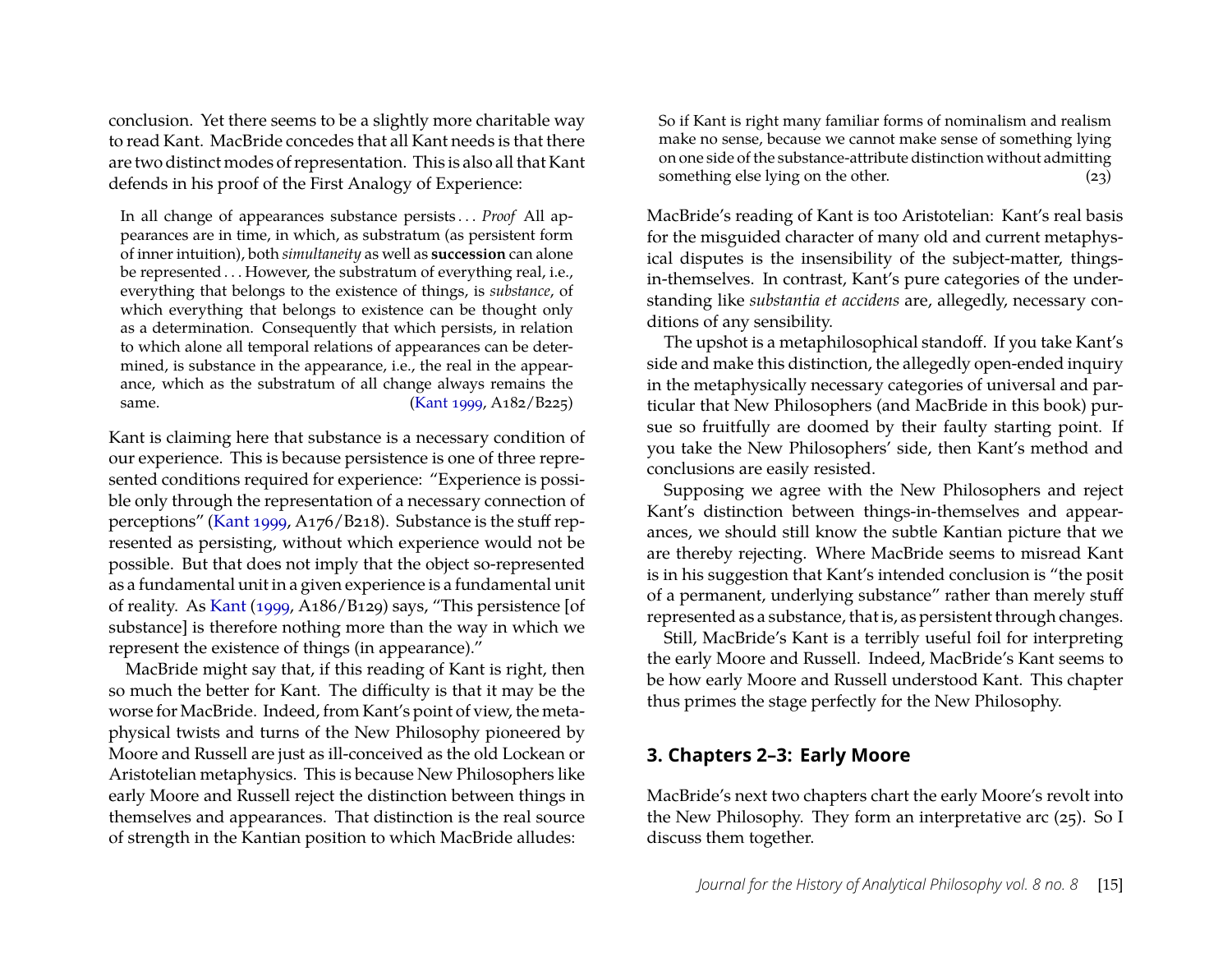conclusion. Yet there seems to be a slightly more charitable way to read Kant. MacBride concedes that all Kant needs is that there are two distinct modes of representation. This is also all that Kant defends in his proof of the First Analogy of Experience:

> In all change of appearances substance persists . . . *Proof* All appearances are in time, in which, as substratum (as persistent form of inner intuition), both *simultaneity* as well as **succession** can alone be represented . . . However, the substratum of everything real, i.e., everything that belongs to the existence of things, is *substance*, of which everything that belongs to existence can be thought only as a determination. Consequently that which persists, in relation to which alone all temporal relations of appearances can be determined, is substance in the appearance, i.e., the real in the appearance, which as the substratum of all change always remains the same. (Kant 1999, A182/B225)

Kant is claiming here that substance is a necessary condition of our experience. This is because persistence is one of three represented conditions required for experience: "Experience is possible only through the representation of a necessary connection of perceptions" (Kant 1999, A176/B218). Substance is the stuff represented as persisting, without which experience would not be possible. But that does not imply that the object so-represented as a fundamental unit in a given experience is a fundamental unit of reality. As Kant (1999, A186/B129) says, "This persistence [of substance] is therefore nothing more than the way in which we represent the existence of things (in appearance)."

MacBride might say that, if this reading of Kant is right, then so much the better for Kant. The difficulty is that it may be the worse for MacBride. Indeed, from Kant's point of view, the metaphysical twists and turns of the New Philosophy pioneered by Moore and Russell are just as ill-conceived as the old Lockean or Aristotelian metaphysics. This is because New Philosophers like early Moore and Russell reject the distinction between things in themselves and appearances. That distinction is the real source of strength in the Kantian position to which MacBride alludes:

> So if Kant is right many familiar forms of nominalism and realism make no sense, because we cannot make sense of something lying on one side of the substance-attribute distinction without admitting something else lying on the other. (23)

MacBride's reading of Kant is too Aristotelian: Kant's real basis for the misguided character of many old and current metaphysical disputes is the insensibility of the subject-matter, things-in-themselves. In contrast, Kant's pure categories of the understanding like *substantia et accidens* are, allegedly, necessary conditions of any sensibility.

The upshot is a metaphilosophical standoff. If you take Kant's side and make this distinction, the allegedly open-ended inquiry in the metaphysically necessary categories of universal and particular that New Philosophers (and MacBride in this book) pursue so fruitfully are doomed by their faulty starting point. If you take the New Philosophers' side, then Kant's method and conclusions are easily resisted.

Supposing we agree with the New Philosophers and reject Kant's distinction between things-in-themselves and appearances, we should still know the subtle Kantian picture that we are thereby rejecting. Where MacBride seems to misread Kant is in his suggestion that Kant's intended conclusion is "the posit of a permanent, underlying substance" rather than merely stuff represented as a substance, that is, as persistent through changes.

Still, MacBride's Kant is a terribly useful foil for interpreting the early Moore and Russell. Indeed, MacBride's Kant seems to be how early Moore and Russell understood Kant. This chapter thus primes the stage perfectly for the New Philosophy.

## 3. Chapters 2–3: Early Moore

MacBride's next two chapters chart the early Moore's revolt into the New Philosophy. They form an interpretative arc (25). So I discuss them together.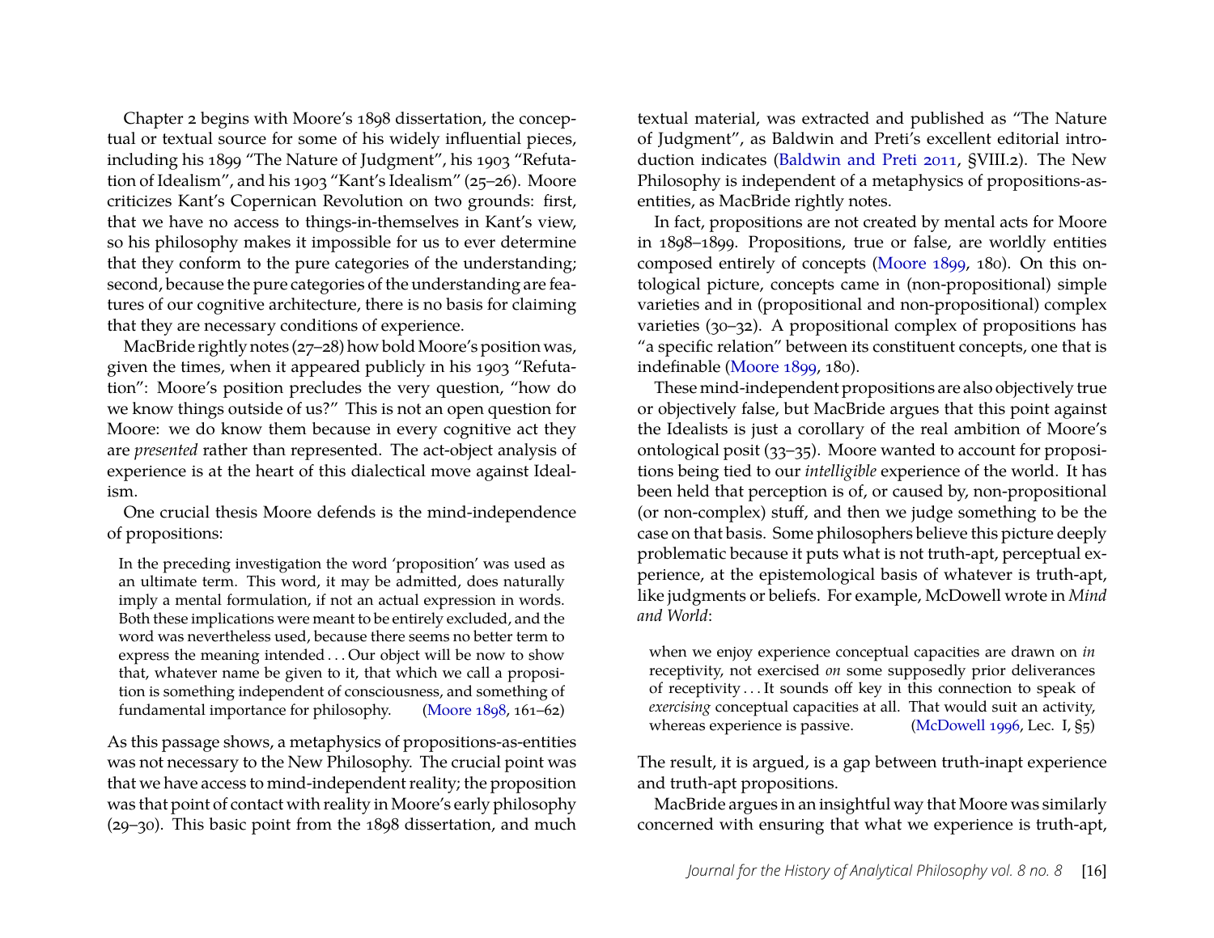Chapter 2 begins with Moore's 1898 dissertation, the conceptual or textual source for some of his widely influential pieces, including his 1899 "The Nature of Judgment", his 1903 "Refutation of Idealism", and his 1903 "Kant's Idealism" (25–26). Moore criticizes Kant's Copernican Revolution on two grounds: first, that we have no access to things-in-themselves in Kant's view, so his philosophy makes it impossible for us to ever determine that they conform to the pure categories of the understanding; second, because the pure categories of the understanding are features of our cognitive architecture, there is no basis for claiming that they are necessary conditions of experience.

MacBride rightly notes (27–28) how bold Moore's position was, given the times, when it appeared publicly in his 1903 "Refutation": Moore's position precludes the very question, "how do we know things outside of us?" This is not an open question for Moore: we do know them because in every cognitive act they are *presented* rather than represented. The act-object analysis of experience is at the heart of this dialectical move against Idealism.

One crucial thesis Moore defends is the mind-independence of propositions:

> In the preceding investigation the word 'proposition' was used as an ultimate term. This word, it may be admitted, does naturally imply a mental formulation, if not an actual expression in words. Both these implications were meant to be entirely excluded, and the word was nevertheless used, because there seems no better term to express the meaning intended . . . Our object will be now to show that, whatever name be given to it, that which we call a proposition is something independent of consciousness, and something of fundamental importance for philosophy. (Moore 1898, 161–62)

As this passage shows, a metaphysics of propositions-as-entities was not necessary to the New Philosophy. The crucial point was that we have access to mind-independent reality; the proposition was that point of contact with reality in Moore's early philosophy (29–30). This basic point from the 1898 dissertation, and much textual material, was extracted and published as "The Nature of Judgment", as Baldwin and Preti's excellent editorial introduction indicates (Baldwin and Preti 2011, §VIII.2). The New Philosophy is independent of a metaphysics of propositions-as-entities, as MacBride rightly notes.

In fact, propositions are not created by mental acts for Moore in 1898–1899. Propositions, true or false, are worldly entities composed entirely of concepts (Moore 1899, 180). On this ontological picture, concepts came in (non-propositional) simple varieties and in (propositional and non-propositional) complex varieties (30–32). A propositional complex of propositions has "a specific relation" between its constituent concepts, one that is indefinable (Moore 1899, 180).

These mind-independent propositions are also objectively true or objectively false, but MacBride argues that this point against the Idealists is just a corollary of the real ambition of Moore's ontological posit (33–35). Moore wanted to account for propositions being tied to our *intelligible* experience of the world. It has been held that perception is of, or caused by, non-propositional (or non-complex) stuff, and then we judge something to be the case on that basis. Some philosophers believe this picture deeply problematic because it puts what is not truth-apt, perceptual experience, at the epistemological basis of whatever is truth-apt, like judgments or beliefs. For example, McDowell wrote in *Mind and World*:

> when we enjoy experience conceptual capacities are drawn on *in* receptivity, not exercised *on* some supposedly prior deliverances of receptivity . . . It sounds off key in this connection to speak of *exercising* conceptual capacities at all. That would suit an activity, whereas experience is passive. (McDowell 1996, Lec. I, §5)

The result, it is argued, is a gap between truth-inapt experience and truth-apt propositions.

MacBride argues in an insightful way that Moore was similarly concerned with ensuring that what we experience is truth-apt,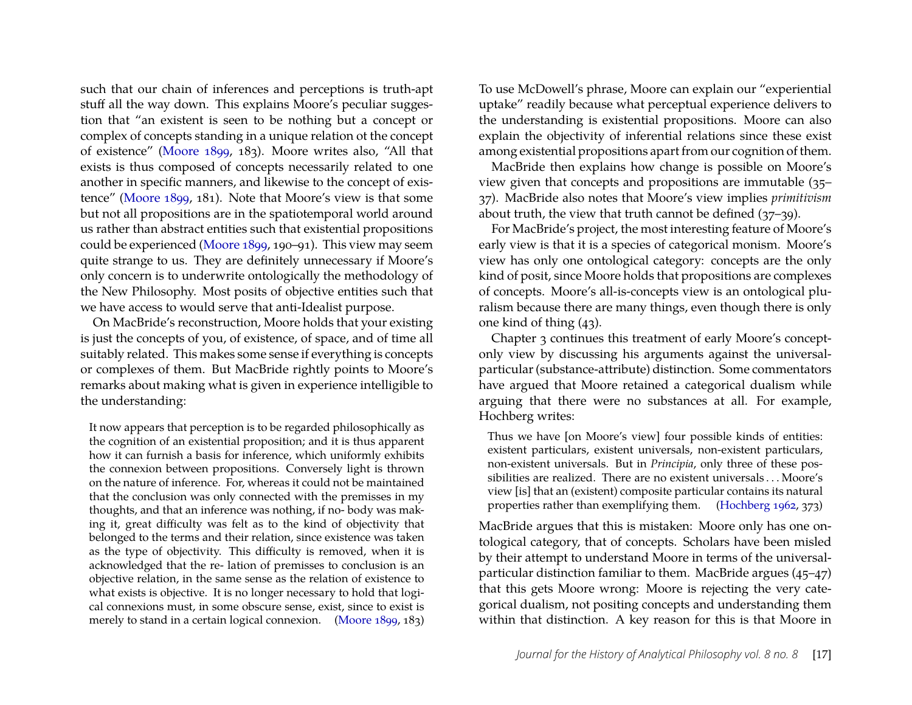such that our chain of inferences and perceptions is truth-apt stuff all the way down. This explains Moore's peculiar suggestion that "an existent is seen to be nothing but a concept or complex of concepts standing in a unique relation ot the concept of existence" (Moore 1899, 183). Moore writes also, "All that exists is thus composed of concepts necessarily related to one another in specific manners, and likewise to the concept of existence" (Moore 1899, 181). Note that Moore's view is that some but not all propositions are in the spatiotemporal world around us rather than abstract entities such that existential propositions could be experienced (Moore 1899, 190–91). This view may seem quite strange to us. They are definitely unnecessary if Moore's only concern is to underwrite ontologically the methodology of the New Philosophy. Most posits of objective entities such that we have access to would serve that anti-Idealist purpose.

On MacBride's reconstruction, Moore holds that your existing is just the concepts of you, of existence, of space, and of time all suitably related. This makes some sense if everything is concepts or complexes of them. But MacBride rightly points to Moore's remarks about making what is given in experience intelligible to the understanding:

> It now appears that perception is to be regarded philosophically as the cognition of an existential proposition; and it is thus apparent how it can furnish a basis for inference, which uniformly exhibits the connexion between propositions. Conversely light is thrown on the nature of inference. For, whereas it could not be maintained that the conclusion was only connected with the premisses in my thoughts, and that an inference was nothing, if no- body was making it, great difficulty was felt as to the kind of objectivity that belonged to the terms and their relation, since existence was taken as the type of objectivity. This difficulty is removed, when it is acknowledged that the re- lation of premisses to conclusion is an objective relation, in the same sense as the relation of existence to what exists is objective. It is no longer necessary to hold that logical connexions must, in some obscure sense, exist, since to exist is merely to stand in a certain logical connexion. (Moore 1899, 183)

To use McDowell's phrase, Moore can explain our "experiential uptake" readily because what perceptual experience delivers to the understanding is existential propositions. Moore can also explain the objectivity of inferential relations since these exist among existential propositions apart from our cognition of them.

MacBride then explains how change is possible on Moore's view given that concepts and propositions are immutable (35–37). MacBride also notes that Moore's view implies *primitivism* about truth, the view that truth cannot be defined (37–39).

For MacBride's project, the most interesting feature of Moore's early view is that it is a species of categorical monism. Moore's view has only one ontological category: concepts are the only kind of posit, since Moore holds that propositions are complexes of concepts. Moore's all-is-concepts view is an ontological pluralism because there are many things, even though there is only one kind of thing (43).

Chapter 3 continues this treatment of early Moore's concept-only view by discussing his arguments against the universal-particular (substance-attribute) distinction. Some commentators have argued that Moore retained a categorical dualism while arguing that there were no substances at all. For example, Hochberg writes:

> Thus we have [on Moore's view] four possible kinds of entities: existent particulars, existent universals, non-existent particulars, non-existent universals. But in *Principia*, only three of these possibilities are realized. There are no existent universals . . . Moore's view [is] that an (existent) composite particular contains its natural properties rather than exemplifying them. (Hochberg 1962, 373)

MacBride argues that this is mistaken: Moore only has one ontological category, that of concepts. Scholars have been misled by their attempt to understand Moore in terms of the universal-particular distinction familiar to them. MacBride argues (45–47) that this gets Moore wrong: Moore is rejecting the very categorical dualism, not positing concepts and understanding them within that distinction. A key reason for this is that Moore in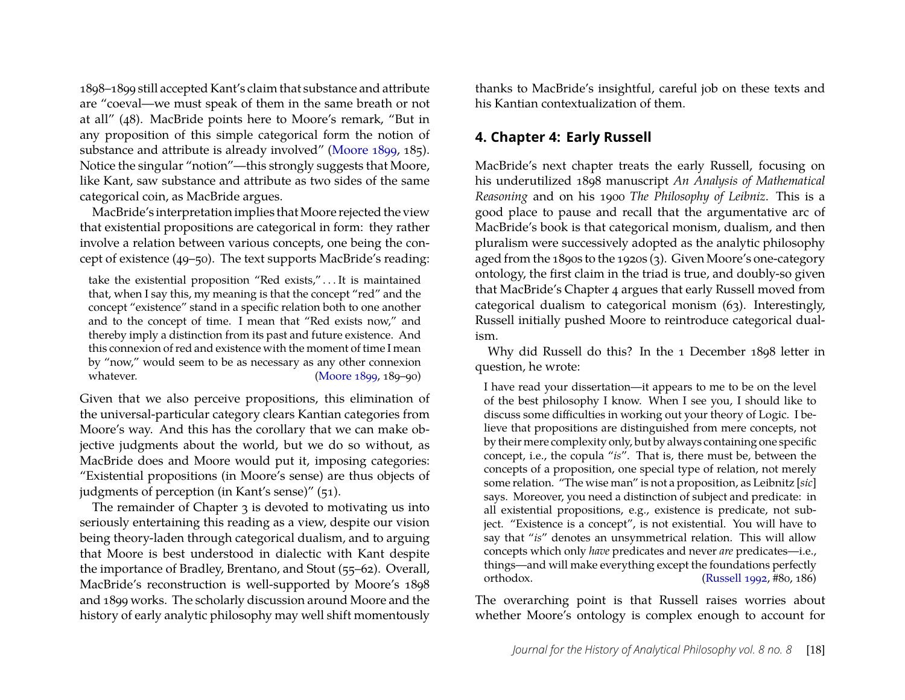1898–1899 still accepted Kant's claim that substance and attribute are "coeval—we must speak of them in the same breath or not at all" (48). MacBride points here to Moore's remark, "But in any proposition of this simple categorical form the notion of substance and attribute is already involved" (Moore 1899, 185). Notice the singular "notion"—this strongly suggests that Moore, like Kant, saw substance and attribute as two sides of the same categorical coin, as MacBride argues.

MacBride's interpretation implies that Moore rejected the view that existential propositions are categorical in form: they rather involve a relation between various concepts, one being the concept of existence (49–50). The text supports MacBride's reading:

> take the existential proposition "Red exists," . . . It is maintained that, when I say this, my meaning is that the concept "red" and the concept "existence" stand in a specific relation both to one another and to the concept of time. I mean that "Red exists now," and thereby imply a distinction from its past and future existence. And this connexion of red and existence with the moment of time I mean by "now," would seem to be as necessary as any other connexion whatever. (Moore 1899, 189–90)

Given that we also perceive propositions, this elimination of the universal-particular category clears Kantian categories from Moore's way. And this has the corollary that we can make objective judgments about the world, but we do so without, as MacBride does and Moore would put it, imposing categories: "Existential propositions (in Moore's sense) are thus objects of judgments of perception (in Kant's sense)" (51).

The remainder of Chapter 3 is devoted to motivating us into seriously entertaining this reading as a view, despite our vision being theory-laden through categorical dualism, and to arguing that Moore is best understood in dialectic with Kant despite the importance of Bradley, Brentano, and Stout (55–62). Overall, MacBride's reconstruction is well-supported by Moore's 1898 and 1899 works. The scholarly discussion around Moore and the history of early analytic philosophy may well shift momentously thanks to MacBride's insightful, careful job on these texts and his Kantian contextualization of them.

## 4. Chapter 4: Early Russell

MacBride's next chapter treats the early Russell, focusing on his underutilized 1898 manuscript *An Analysis of Mathematical Reasoning* and on his 1900 *The Philosophy of Leibniz*. This is a good place to pause and recall that the argumentative arc of MacBride's book is that categorical monism, dualism, and then pluralism were successively adopted as the analytic philosophy aged from the 1890s to the 1920s (3). Given Moore's one-category ontology, the first claim in the triad is true, and doubly-so given that MacBride's Chapter 4 argues that early Russell moved from categorical dualism to categorical monism (63). Interestingly, Russell initially pushed Moore to reintroduce categorical dualism.

Why did Russell do this? In the 1 December 1898 letter in question, he wrote:

> I have read your dissertation—it appears to me to be on the level of the best philosophy I know. When I see you, I should like to discuss some difficulties in working out your theory of Logic. I believe that propositions are distinguished from mere concepts, not by their mere complexity only, but by always containing one specific concept, i.e., the copula "*is*". That is, there must be, between the concepts of a proposition, one special type of relation, not merely some relation. "The wise man" is not a proposition, as Leibniz [*sic*] says. Moreover, you need a distinction of subject and predicate: in all existential propositions, e.g., existence is predicate, not subject. "Existence is a concept", is not existential. You will have to say that "*is*" denotes an unsymmetrical relation. This will allow concepts which only *have* predicates and never *are* predicates—i.e., things—and will make everything except the foundations perfectly orthodox. (Russell 1992, #80, 186)

The overarching point is that Russell raises worries about whether Moore's ontology is complex enough to account for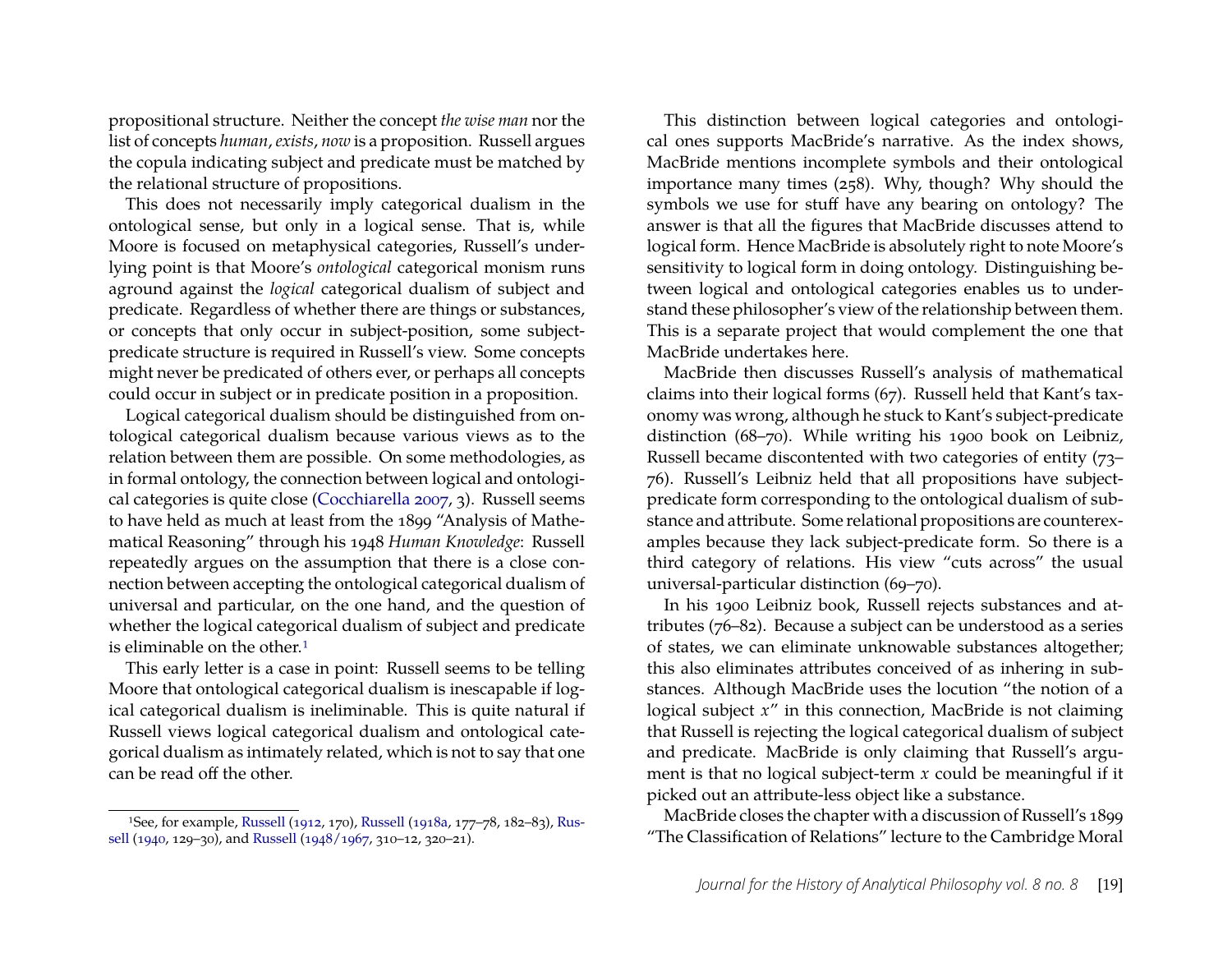propositional structure. Neither the concept *the wise man* nor the list of concepts *human*, *exists*, *now* is a proposition. Russell argues the copula indicating subject and predicate must be matched by the relational structure of propositions.

This does not necessarily imply categorical dualism in the ontological sense, but only in a logical sense. That is, while Moore is focused on metaphysical categories, Russell's underlying point is that Moore's *ontological* categorical monism runs aground against the *logical* categorical dualism of subject and predicate. Regardless of whether there are things or substances, or concepts that only occur in subject-position, some subject-predicate structure is required in Russell's view. Some concepts might never be predicated of others ever, or perhaps all concepts could occur in subject or in predicate position in a proposition.

Logical categorical dualism should be distinguished from ontological categorical dualism because various views as to the relation between them are possible. On some methodologies, as in formal ontology, the connection between logical and ontological categories is quite close (Cocchiarella 2007, 3). Russell seems to have held as much at least from the 1899 "Analysis of Mathematical Reasoning" through his 1948 *Human Knowledge*: Russell repeatedly argues on the assumption that there is a close connection between accepting the ontological categorical dualism of universal and particular, on the one hand, and the question of whether the logical categorical dualism of subject and predicate is eliminable on the other.[1]

This early letter is a case in point: Russell seems to be telling Moore that ontological categorical dualism is inescapable if logical categorical dualism is ineliminable. This is quite natural if Russell views logical categorical dualism and ontological categorical dualism as intimately related, which is not to say that one can be read off the other.

This distinction between logical categories and ontological ones supports MacBride's narrative. As the index shows, MacBride mentions incomplete symbols and their ontological importance many times (258). Why, though? Why should the symbols we use for stuff have any bearing on ontology? The answer is that all the figures that MacBride discusses attend to logical form. Hence MacBride is absolutely right to note Moore's sensitivity to logical form in doing ontology. Distinguishing between logical and ontological categories enables us to understand these philosopher's view of the relationship between them. This is a separate project that would complement the one that MacBride undertakes here.

MacBride then discusses Russell's analysis of mathematical claims into their logical forms (67). Russell held that Kant's taxonomy was wrong, although he stuck to Kant's subject-predicate distinction (68–70). While writing his 1900 book on Leibniz, Russell became discontented with two categories of entity (73–76). Russell's Leibniz held that all propositions have subject-predicate form corresponding to the ontological dualism of substance and attribute. Some relational propositions are counterexamples because they lack subject-predicate form. So there is a third category of relations. His view "cuts across" the usual universal-particular distinction (69–70).

In his 1900 Leibniz book, Russell rejects substances and attributes (76–82). Because a subject can be understood as a series of states, we can eliminate unknowable substances altogether; this also eliminates attributes conceived of as inhering in substances. Although MacBride uses the locution "the notion of a logical subject $x$" in this connection, MacBride is not claiming that Russell is rejecting the logical categorical dualism of subject and predicate. MacBride is only claiming that Russell's argument is that no logical subject-term $x$ could be meaningful if it picked out an attribute-less object like a substance.

MacBride closes the chapter with a discussion of Russell's 1899 "The Classification of Relations" lecture to the Cambridge Moral

[1] See, for example, Russell (1912, 170), Russell (1918a, 177–78, 182–83), Russell (1940, 129–30), and Russell (1948/1967, 310–12, 320–21).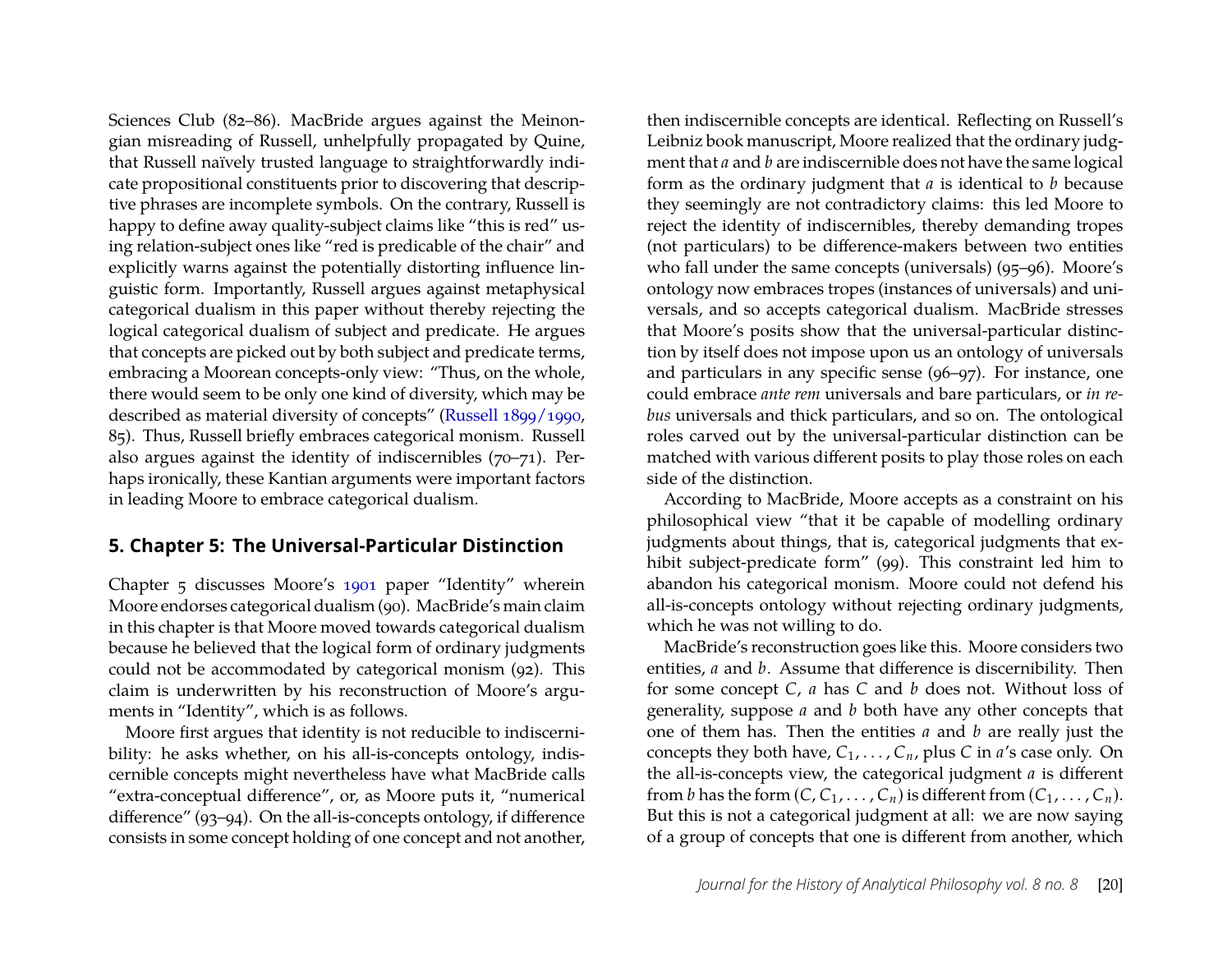Sciences Club (82–86). MacBride argues against the Meinongian misreading of Russell, unhelpfully propagated by Quine, that Russell naïvely trusted language to straightforwardly indicate propositional constituents prior to discovering that descriptive phrases are incomplete symbols. On the contrary, Russell is happy to define away quality-subject claims like "this is red" using relation-subject ones like "red is predicable of the chair" and explicitly warns against the potentially distorting influence linguistic form. Importantly, Russell argues against metaphysical categorical dualism in this paper without thereby rejecting the logical categorical dualism of subject and predicate. He argues that concepts are picked out by both subject and predicate terms, embracing a Moorean concepts-only view: "Thus, on the whole, there would seem to be only one kind of diversity, which may be described as material diversity of concepts" (Russell 1899/1990, 85). Thus, Russell briefly embraces categorical monism. Russell also argues against the identity of indiscernibles (70–71). Perhaps ironically, these Kantian arguments were important factors in leading Moore to embrace categorical dualism.

## 5. Chapter 5: The Universal-Particular Distinction

Chapter 5 discusses Moore's 1901 paper "Identity" wherein Moore endorses categorical dualism (90). MacBride's main claim in this chapter is that Moore moved towards categorical dualism because he believed that the logical form of ordinary judgments could not be accommodated by categorical monism (92). This claim is underwritten by his reconstruction of Moore's arguments in "Identity", which is as follows.

Moore first argues that identity is not reducible to indiscernibility: he asks whether, on his all-is-concepts ontology, indiscernible concepts might nevertheless have what MacBride calls "extra-conceptual difference", or, as Moore puts it, "numerical difference" (93–94). On the all-is-concepts ontology, if difference consists in some concept holding of one concept and not another, then indiscernible concepts are identical. Reflecting on Russell's Leibniz book manuscript, Moore realized that the ordinary judgment that *a* and *b* are indiscernible does not have the same logical form as the ordinary judgment that *a* is identical to *b* because they seemingly are not contradictory claims: this led Moore to reject the identity of indiscernibles, thereby demanding tropes (not particulars) to be difference-makers between two entities who fall under the same concepts (universals) (95–96). Moore's ontology now embraces tropes (instances of universals) and universals, and so accepts categorical dualism. MacBride stresses that Moore's posits show that the universal-particular distinction by itself does not impose upon us an ontology of universals and particulars in any specific sense (96–97). For instance, one could embrace *ante rem* universals and bare particulars, or *in rebus* universals and thick particulars, and so on. The ontological roles carved out by the universal-particular distinction can be matched with various different posits to play those roles on each side of the distinction.

According to MacBride, Moore accepts as a constraint on his philosophical view "that it be capable of modelling ordinary judgments about things, that is, categorical judgments that exhibit subject-predicate form" (99). This constraint led him to abandon his categorical monism. Moore could not defend his all-is-concepts ontology without rejecting ordinary judgments, which he was not willing to do.

MacBride's reconstruction goes like this. Moore considers two entities, $a$ and $b$. Assume that difference is discernibility. Then for some concept $C$, $a$ has $C$ and $b$ does not. Without loss of generality, suppose $a$ and $b$ both have any other concepts that one of them has. Then the entities $a$ and $b$ are really just the concepts they both have, $C_1, \ldots, C_n$, plus $C$ in $a$'s case only. On the all-is-concepts view, the categorical judgment $a$ is different from $b$ has the form $(C, C_1, \ldots, C_n)$ is different from $(C_1, \ldots, C_n)$. But this is not a categorical judgment at all: we are now saying of a group of concepts that one is different from another, which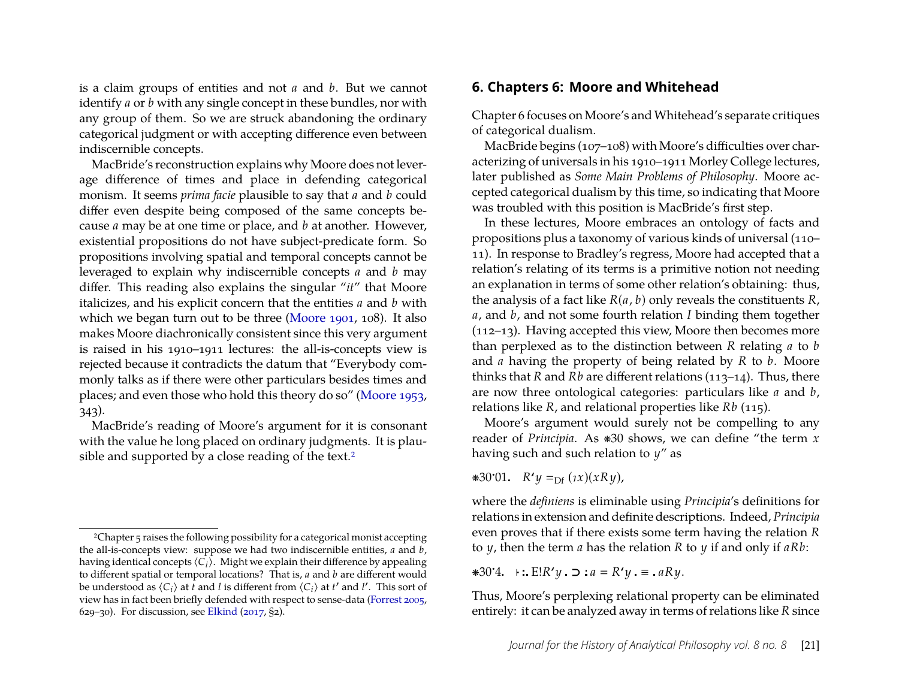is a claim groups of entities and not $a$ and $b$. But we cannot identify $a$ or $b$ with any single concept in these bundles, nor with any group of them. So we are struck abandoning the ordinary categorical judgment or with accepting difference even between indiscernible concepts.

MacBride's reconstruction explains why Moore does not leverage difference of times and place in defending categorical monism. It seems *prima facie* plausible to say that $a$ and $b$ could differ even despite being composed of the same concepts because $a$ may be at one time or place, and $b$ at another. However, existential propositions do not have subject-predicate form. So propositions involving spatial and temporal concepts cannot be leveraged to explain why indiscernible concepts $a$ and $b$ may differ. This reading also explains the singular "*it*" that Moore italicizes, and his explicit concern that the entities $a$ and $b$ with which we began turn out to be three (Moore 1901, 108). It also makes Moore diachronically consistent since this very argument is raised in his 1910–1911 lectures: the all-is-concepts view is rejected because it contradicts the datum that "Everybody commonly talks as if there were other particulars besides times and places; and even those who hold this theory do so" (Moore 1953, 343).

MacBride's reading of Moore's argument for it is consonant with the value he long placed on ordinary judgments. It is plausible and supported by a close reading of the text.[2]

[2] Chapter 5 raises the following possibility for a categorical monist accepting the all-is-concepts view: suppose we had two indiscernible entities, $a$ and $b$, having identical concepts $\langle C_i \rangle$. Might we explain their difference by appealing to different spatial or temporal locations? That is, $a$ and $b$ are different would be understood as $\langle C_i \rangle$ at $t$ and $l$ is different from $\langle C_i \rangle$ at $t'$ and $l'$. This sort of view has in fact been briefly defended with respect to sense-data (Forrest 2005, 629–30). For discussion, see Elkind (2017, §2).

## 6. Chapters 6: Moore and Whitehead

Chapter 6 focuses on Moore's and Whitehead's separate critiques of categorical dualism.

MacBride begins (107–108) with Moore's difficulties over characterizing of universals in his 1910–1911 Morley College lectures, later published as *Some Main Problems of Philosophy*. Moore accepted categorical dualism by this time, so indicating that Moore was troubled with this position is MacBride's first step.

In these lectures, Moore embraces an ontology of facts and propositions plus a taxonomy of various kinds of universal (110–11). In response to Bradley's regress, Moore had accepted that a relation's relating of its terms is a primitive notion not needing an explanation in terms of some other relation's obtaining: thus, the analysis of a fact like $R(a, b)$ only reveals the constituents $R$, $a$, and $b$, and not some fourth relation $I$ binding them together (112–13). Having accepted this view, Moore then becomes more than perplexed as to the distinction between $R$ relating $a$ to $b$ and $a$ having the property of being related by $R$ to $b$. Moore thinks that $R$ and $Rb$ are different relations (113–14). Thus, there are now three ontological categories: particulars like $a$ and $b$, relations like $R$, and relational properties like $Rb$ (115).

Moore's argument would surely not be compelling to any reader of *Principia*. As ∗30 shows, we can define "the term $x$ having such and such relation to $y$" as

$$∗30{\cdot}01. \quad R\text{'}y =_{\text{Df}} (\iota x)(xRy),$$

where the *definiens* is eliminable using *Principia*'s definitions for relations in extension and definite descriptions. Indeed, *Principia* even proves that if there exists some term having the relation $R$ to $y$, then the term $a$ has the relation $R$ to $y$ if and only if $aRb$:

$$∗30{\cdot}4. \quad \vdash :. \text{E}!R\text{'}y \,.\supset : a = R\text{'}y \,.\equiv .\, aRy.$$

Thus, Moore's perplexing relational property can be eliminated entirely: it can be analyzed away in terms of relations like $R$ since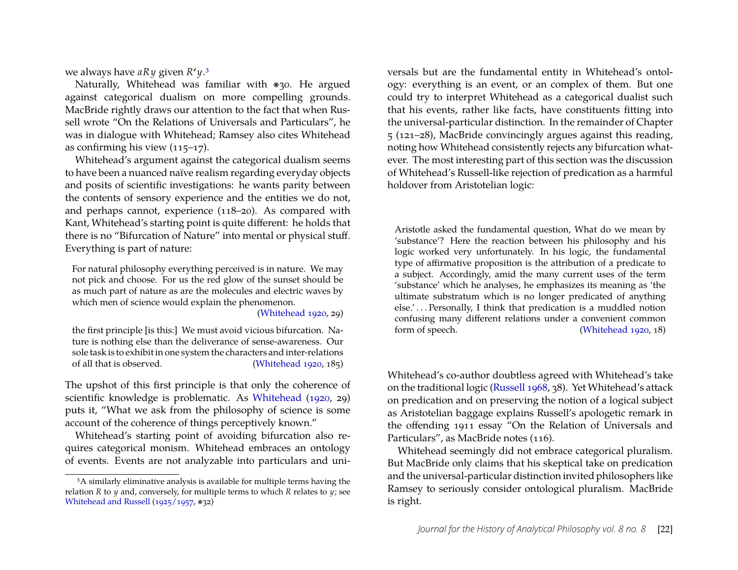we always have $aRy$ given $R'y$.[3]

Naturally, Whitehead was familiar with ∗30. He argued against categorical dualism on more compelling grounds. MacBride rightly draws our attention to the fact that when Russell wrote "On the Relations of Universals and Particulars", he was in dialogue with Whitehead; Ramsey also cites Whitehead as confirming his view (115–17).

Whitehead's argument against the categorical dualism seems to have been a nuanced naïve realism regarding everyday objects and posits of scientific investigations: he wants parity between the contents of sensory experience and the entities we do not, and perhaps cannot, experience (118–20). As compared with Kant, Whitehead's starting point is quite different: he holds that there is no "Bifurcation of Nature" into mental or physical stuff. Everything is part of nature:

> For natural philosophy everything perceived is in nature. We may not pick and choose. For us the red glow of the sunset should be as much part of nature as are the molecules and electric waves by which men of science would explain the phenomenon. (Whitehead 1920, 29)

> the first principle [is this:] We must avoid vicious bifurcation. Nature is nothing else than the deliverance of sense-awareness. Our sole task is to exhibit in one system the characters and inter-relations of all that is observed. (Whitehead 1920, 185)

The upshot of this first principle is that only the coherence of scientific knowledge is problematic. As Whitehead (1920, 29) puts it, "What we ask from the philosophy of science is some account of the coherence of things perceptively known."

Whitehead's starting point of avoiding bifurcation also requires categorical monism. Whitehead embraces an ontology of events. Events are not analyzable into particulars and universals but are the fundamental entity in Whitehead's ontology: everything is an event, or an complex of them. But one could try to interpret Whitehead as a categorical dualist such that his events, rather like facts, have constituents fitting into the universal-particular distinction. In the remainder of Chapter 5 (121–28), MacBride convincingly argues against this reading, noting how Whitehead consistently rejects any bifurcation whatever. The most interesting part of this section was the discussion of Whitehead's Russell-like rejection of predication as a harmful holdover from Aristotelian logic:

> Aristotle asked the fundamental question, What do we mean by 'substance'? Here the reaction between his philosophy and his logic worked very unfortunately. In his logic, the fundamental type of affirmative proposition is the attribution of a predicate to a subject. Accordingly, amid the many current uses of the term 'substance' which he analyses, he emphasizes its meaning as 'the ultimate substratum which is no longer predicated of anything else.' . . . Personally, I think that predication is a muddled notion confusing many different relations under a convenient common form of speech. (Whitehead 1920, 18)

Whitehead's co-author doubtless agreed with Whitehead's take on the traditional logic (Russell 1968, 38). Yet Whitehead's attack on predication and on preserving the notion of a logical subject as Aristotelian baggage explains Russell's apologetic remark in the offending 1911 essay "On the Relation of Universals and Particulars", as MacBride notes (116).

Whitehead seemingly did not embrace categorical pluralism. But MacBride only claims that his skeptical take on predication and the universal-particular distinction invited philosophers like Ramsey to seriously consider ontological pluralism. MacBride is right.

[3] A similarly eliminative analysis is available for multiple terms having the relation $R$ to $y$ and, conversely, for multiple terms to which $R$ relates to $y$; see Whitehead and Russell (1925/1957, ∗32)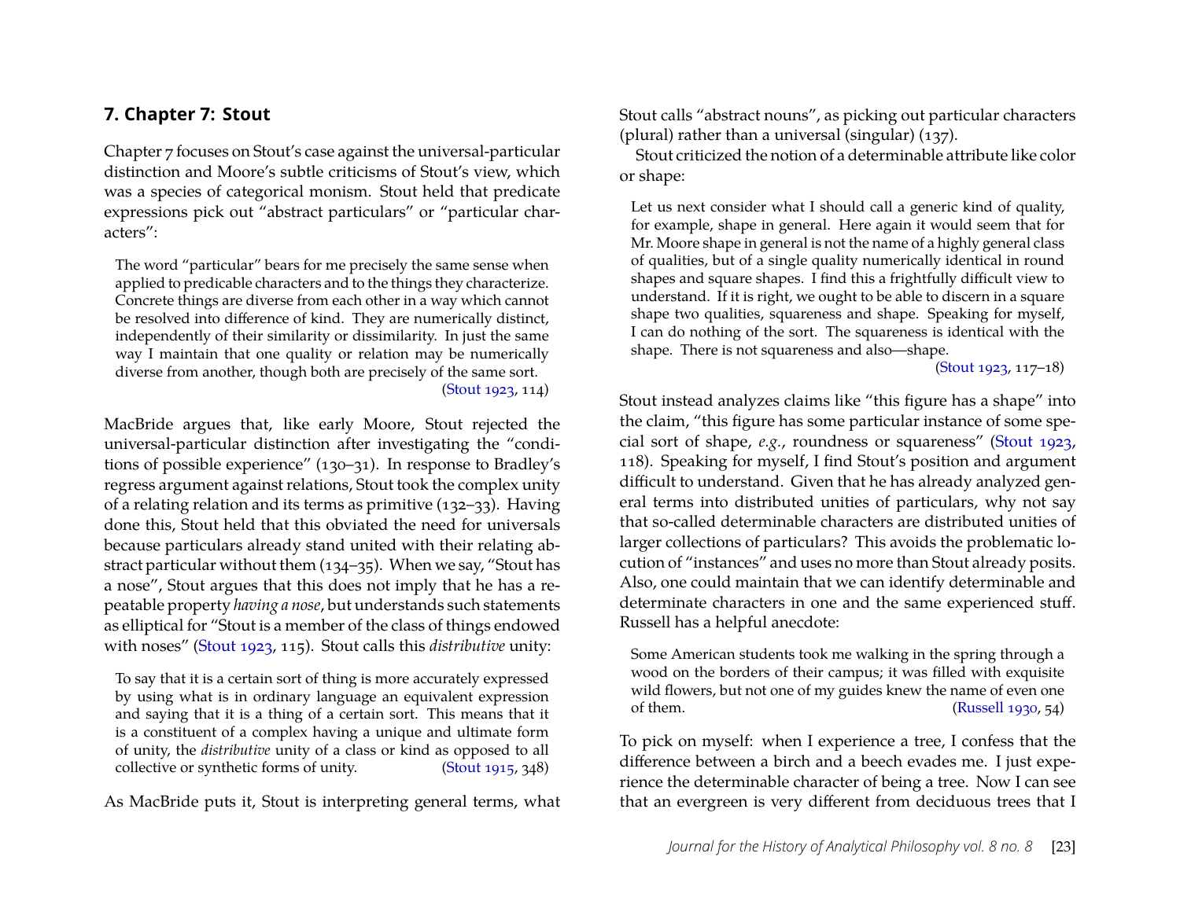## 7. Chapter 7: Stout

Chapter 7 focuses on Stout's case against the universal-particular distinction and Moore's subtle criticisms of Stout's view, which was a species of categorical monism. Stout held that predicate expressions pick out "abstract particulars" or "particular characters":

> The word "particular" bears for me precisely the same sense when applied to predicable characters and to the things they characterize. Concrete things are diverse from each other in a way which cannot be resolved into difference of kind. They are numerically distinct, independently of their similarity or dissimilarity. In just the same way I maintain that one quality or relation may be numerically diverse from another, though both are precisely of the same sort. (Stout 1923, 114)

MacBride argues that, like early Moore, Stout rejected the universal-particular distinction after investigating the "conditions of possible experience" (130–31). In response to Bradley's regress argument against relations, Stout took the complex unity of a relating relation and its terms as primitive (132–33). Having done this, Stout held that this obviated the need for universals because particulars already stand united with their relating abstract particular without them (134–35). When we say, "Stout has a nose", Stout argues that this does not imply that he has a repeatable property *having a nose*, but understands such statements as elliptical for "Stout is a member of the class of things endowed with noses" (Stout 1923, 115). Stout calls this *distributive* unity:

> To say that it is a certain sort of thing is more accurately expressed by using what is in ordinary language an equivalent expression and saying that it is a thing of a certain sort. This means that it is a constituent of a complex having a unique and ultimate form of unity, the *distributive* unity of a class or kind as opposed to all collective or synthetic forms of unity. (Stout 1915, 348)

As MacBride puts it, Stout is interpreting general terms, what Stout calls "abstract nouns", as picking out particular characters (plural) rather than a universal (singular) (137).

Stout criticized the notion of a determinable attribute like color or shape:

> Let us next consider what I should call a generic kind of quality, for example, shape in general. Here again it would seem that for Mr. Moore shape in general is not the name of a highly general class of qualities, but of a single quality numerically identical in round shapes and square shapes. I find this a frightfully difficult view to understand. If it is right, we ought to be able to discern in a square shape two qualities, squareness and shape. Speaking for myself, I can do nothing of the sort. The squareness is identical with the shape. There is not squareness and also—shape. (Stout 1923, 117–18)

Stout instead analyzes claims like "this figure has a shape" into the claim, "this figure has some particular instance of some special sort of shape, *e.g.*, roundness or squareness" (Stout 1923, 118). Speaking for myself, I find Stout's position and argument difficult to understand. Given that he has already analyzed general terms into distributed unities of particulars, why not say that so-called determinable characters are distributed unities of larger collections of particulars? This avoids the problematic locution of "instances" and uses no more than Stout already posits. Also, one could maintain that we can identify determinable and determinate characters in one and the same experienced stuff. Russell has a helpful anecdote:

> Some American students took me walking in the spring through a wood on the borders of their campus; it was filled with exquisite wild flowers, but not one of my guides knew the name of even one of them. (Russell 1930, 54)

To pick on myself: when I experience a tree, I confess that the difference between a birch and a beech evades me. I just experience the determinable character of being a tree. Now I can see that an evergreen is very different from deciduous trees that I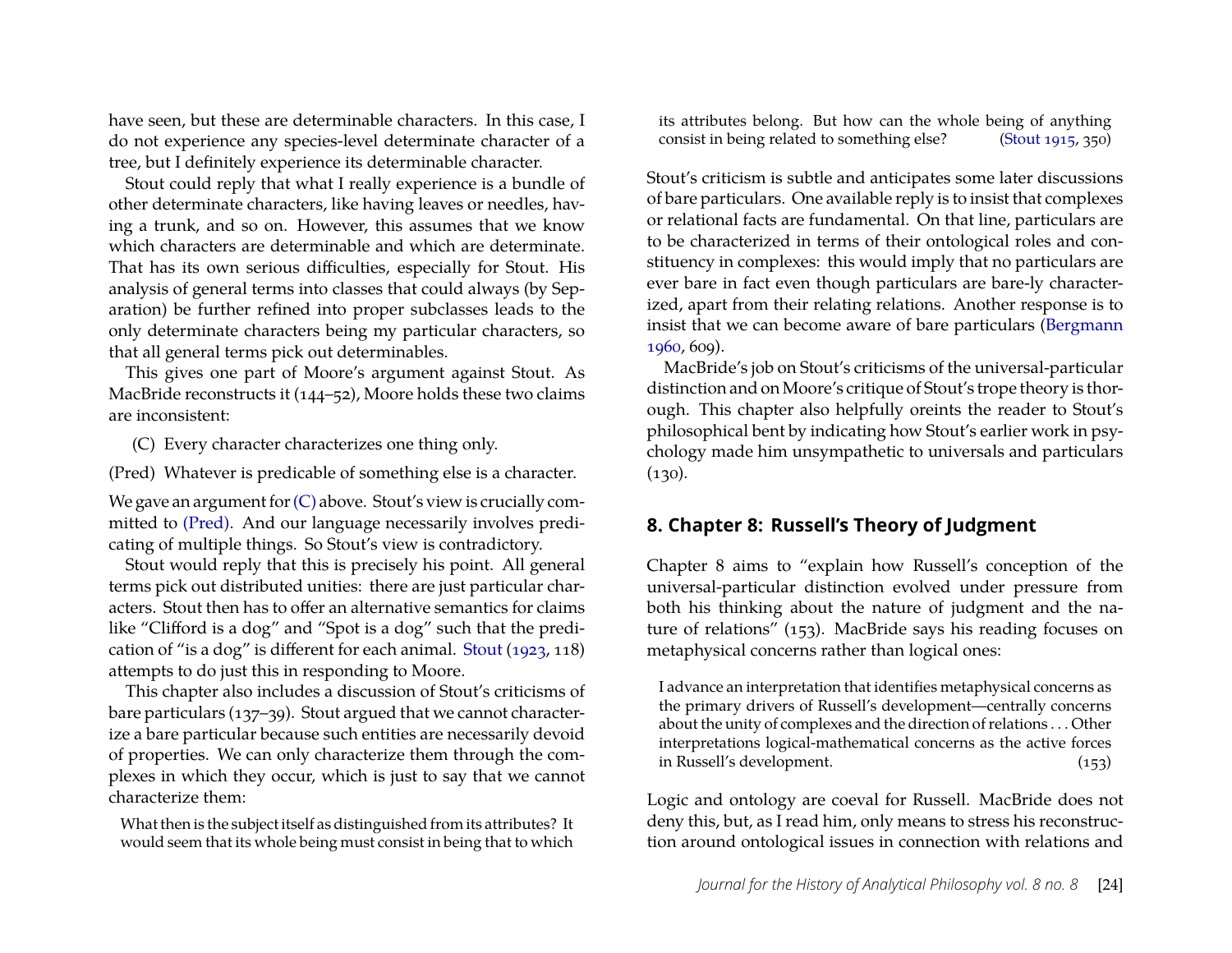have seen, but these are determinable characters. In this case, I do not experience any species-level determinate character of a tree, but I definitely experience its determinable character.

Stout could reply that what I really experience is a bundle of other determinate characters, like having leaves or needles, having a trunk, and so on. However, this assumes that we know which characters are determinable and which are determinate. That has its own serious difficulties, especially for Stout. His analysis of general terms into classes that could always (by Separation) be further refined into proper subclasses leads to the only determinate characters being my particular characters, so that all general terms pick out determinables.

This gives one part of Moore's argument against Stout. As MacBride reconstructs it (144–52), Moore holds these two claims are inconsistent:

(C) Every character characterizes one thing only.

(Pred) Whatever is predicable of something else is a character.

We gave an argument for (C) above. Stout's view is crucially committed to (Pred). And our language necessarily involves predicating of multiple things. So Stout's view is contradictory.

Stout would reply that this is precisely his point. All general terms pick out distributed unities: there are just particular characters. Stout then has to offer an alternative semantics for claims like "Clifford is a dog" and "Spot is a dog" such that the predication of "is a dog" is different for each animal. Stout (1923, 118) attempts to do just this in responding to Moore.

This chapter also includes a discussion of Stout's criticisms of bare particulars (137–39). Stout argued that we cannot characterize a bare particular because such entities are necessarily devoid of properties. We can only characterize them through the complexes in which they occur, which is just to say that we cannot characterize them:

> What then is the subject itself as distinguished from its attributes? It would seem that its whole being must consist in being that to which its attributes belong. But how can the whole being of anything consist in being related to something else? (Stout 1915, 350)

Stout's criticism is subtle and anticipates some later discussions of bare particulars. One available reply is to insist that complexes or relational facts are fundamental. On that line, particulars are to be characterized in terms of their ontological roles and constituency in complexes: this would imply that no particulars are ever bare in fact even though particulars are bare-ly characterized, apart from their relating relations. Another response is to insist that we can become aware of bare particulars (Bergmann 1960, 609).

MacBride's job on Stout's criticisms of the universal-particular distinction and on Moore's critique of Stout's trope theory is thorough. This chapter also helpfully oreints the reader to Stout's philosophical bent by indicating how Stout's earlier work in psychology made him unsympathetic to universals and particulars (130).

## 8. Chapter 8: Russell's Theory of Judgment

Chapter 8 aims to "explain how Russell's conception of the universal-particular distinction evolved under pressure from both his thinking about the nature of judgment and the nature of relations" (153). MacBride says his reading focuses on metaphysical concerns rather than logical ones:

> I advance an interpretation that identifies metaphysical concerns as the primary drivers of Russell's development—centrally concerns about the unity of complexes and the direction of relations . . . Other interpretations logical-mathematical concerns as the active forces in Russell's development. (153)

Logic and ontology are coeval for Russell. MacBride does not deny this, but, as I read him, only means to stress his reconstruction around ontological issues in connection with relations and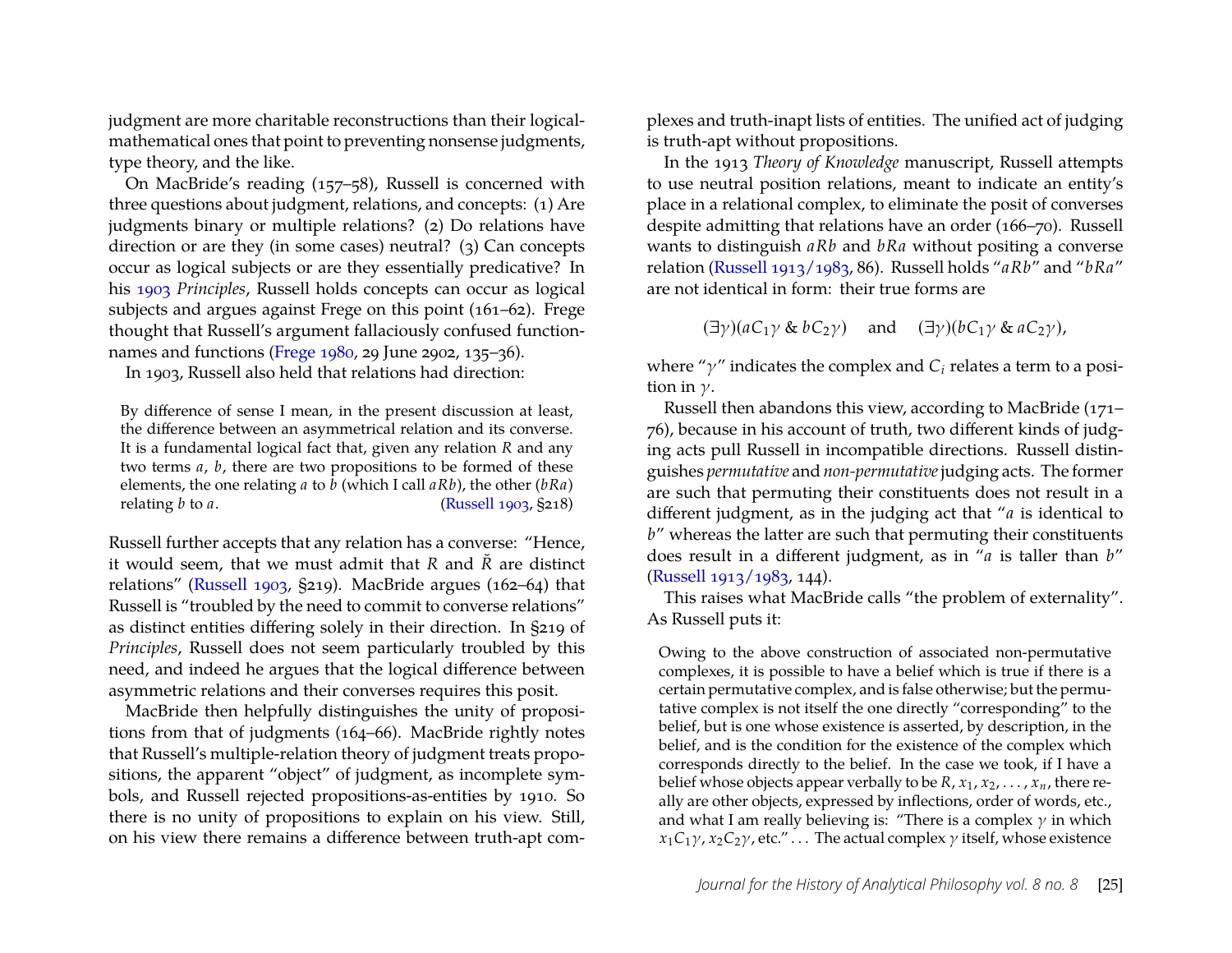judgment are more charitable reconstructions than their logical-mathematical ones that point to preventing nonsense judgments, type theory, and the like.

On MacBride's reading (157–58), Russell is concerned with three questions about judgment, relations, and concepts: (1) Are judgments binary or multiple relations? (2) Do relations have direction or are they (in some cases) neutral? (3) Can concepts occur as logical subjects or are they essentially predicative? In his 1903 *Principles*, Russell holds concepts can occur as logical subjects and argues against Frege on this point (161–62). Frege thought that Russell's argument fallaciously confused function-names and functions (Frege 1980, 29 June 2902, 135–36).

In 1903, Russell also held that relations had direction:

> By difference of sense I mean, in the present discussion at least, the difference between an asymmetrical relation and its converse. It is a fundamental logical fact that, given any relation $R$ and any two terms $a$, $b$, there are two propositions to be formed of these elements, the one relating $a$ to $b$ (which I call $aRb$), the other ($bRa$) relating $b$ to $a$. (Russell 1903, §218)

Russell further accepts that any relation has a converse: "Hence, it would seem, that we must admit that $R$ and $\breve{R}$ are distinct relations" (Russell 1903, §219). MacBride argues (162–64) that Russell is "troubled by the need to commit to converse relations" as distinct entities differing solely in their direction. In §219 of *Principles*, Russell does not seem particularly troubled by this need, and indeed he argues that the logical difference between asymmetric relations and their converses requires this posit.

MacBride then helpfully distinguishes the unity of propositions from that of judgments (164–66). MacBride rightly notes that Russell's multiple-relation theory of judgment treats propositions, the apparent "object" of judgment, as incomplete symbols, and Russell rejected propositions-as-entities by 1910. So there is no unity of propositions to explain on his view. Still, on his view there remains a difference between truth-apt complexes and truth-inapt lists of entities. The unified act of judging is truth-apt without propositions.

In the 1913 *Theory of Knowledge* manuscript, Russell attempts to use neutral position relations, meant to indicate an entity's place in a relational complex, to eliminate the posit of converses despite admitting that relations have an order (166–70). Russell wants to distinguish $aRb$ and $bRa$ without positing a converse relation (Russell 1913/1983, 86). Russell holds "$aRb$" and "$bRa$" are not identical in form: their true forms are

$$(\exists\gamma)(aC_1\gamma \ \&\ bC_2\gamma) \quad \text{and} \quad (\exists\gamma)(bC_1\gamma \ \&\ aC_2\gamma),$$

where "$\gamma$" indicates the complex and $C_i$ relates a term to a position in $\gamma$.

Russell then abandons this view, according to MacBride (171–76), because in his account of truth, two different kinds of judging acts pull Russell in incompatible directions. Russell distinguishes *permutative* and *non-permutative* judging acts. The former are such that permuting their constituents does not result in a different judgment, as in the judging act that "$a$ is identical to $b$" whereas the latter are such that permuting their constituents does result in a different judgment, as in "$a$ is taller than $b$" (Russell 1913/1983, 144).

This raises what MacBride calls "the problem of externality". As Russell puts it:

> Owing to the above construction of associated non-permutative complexes, it is possible to have a belief which is true if there is a certain permutative complex, and is false otherwise; but the permutative complex is not itself the one directly "corresponding" to the belief, but is one whose existence is asserted, by description, in the belief, and is the condition for the existence of the complex which corresponds directly to the belief. In the case we took, if I have a belief whose objects appear verbally to be $R, x_1, x_2, \ldots, x_n$, there really are other objects, expressed by inflections, order of words, etc., and what I am really believing is: "There is a complex $\gamma$ in which $x_1C_1\gamma$, $x_2C_2\gamma$, etc." . . . The actual complex $\gamma$ itself, whose existence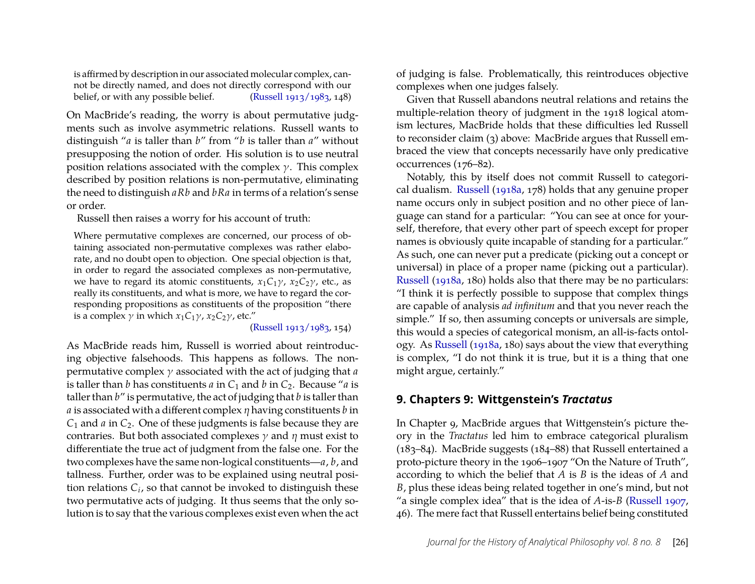> is affirmed by description in our associated molecular complex, cannot be directly named, and does not directly correspond with our belief, or with any possible belief. (Russell 1913/1983, 148)

On MacBride's reading, the worry is about permutative judgments such as involve asymmetric relations. Russell wants to distinguish "$a$ is taller than $b$" from "$b$ is taller than $a$" without presupposing the notion of order. His solution is to use neutral position relations associated with the complex $\gamma$. This complex described by position relations is non-permutative, eliminating the need to distinguish $aRb$ and $bRa$ in terms of a relation's sense or order.

Russell then raises a worry for his account of truth:

> Where permutative complexes are concerned, our process of obtaining associated non-permutative complexes was rather elaborate, and no doubt open to objection. One special objection is that, in order to regard the associated complexes as non-permutative, we have to regard its atomic constituents, $x_1C_1\gamma$, $x_2C_2\gamma$, etc., as really its constituents, and what is more, we have to regard the corresponding propositions as constituents of the proposition "there is a complex $\gamma$ in which $x_1C_1\gamma$, $x_2C_2\gamma$, etc."
>
> (Russell 1913/1983, 154)

As MacBride reads him, Russell is worried about reintroducing objective falsehoods. This happens as follows. The non-permutative complex $\gamma$ associated with the act of judging that $a$ is taller than $b$ has constituents $a$ in $C_1$ and $b$ in $C_2$. Because "$a$ is taller than $b$" is permutative, the act of judging that $b$ is taller than $a$ is associated with a different complex $\eta$ having constituents $b$ in $C_1$ and $a$ in $C_2$. One of these judgments is false because they are contraries. But both associated complexes $\gamma$ and $\eta$ must exist to differentiate the true act of judgment from the false one. For the two complexes have the same non-logical constituents—$a$, $b$, and tallness. Further, order was to be explained using neutral position relations $C_i$, so that cannot be invoked to distinguish these two permutative acts of judging. It thus seems that the only solution is to say that the various complexes exist even when the act of judging is false. Problematically, this reintroduces objective complexes when one judges falsely.

Given that Russell abandons neutral relations and retains the multiple-relation theory of judgment in the 1918 logical atomism lectures, MacBride holds that these difficulties led Russell to reconsider claim (3) above: MacBride argues that Russell embraced the view that concepts necessarily have only predicative occurrences (176–82).

Notably, this by itself does not commit Russell to categorical dualism. Russell (1918a, 178) holds that any genuine proper name occurs only in subject position and no other piece of language can stand for a particular: "You can see at once for yourself, therefore, that every other part of speech except for proper names is obviously quite incapable of standing for a particular." As such, one can never put a predicate (picking out a concept or universal) in place of a proper name (picking out a particular). Russell (1918a, 180) holds also that there may be no particulars: "I think it is perfectly possible to suppose that complex things are capable of analysis *ad infinitum* and that you never reach the simple." If so, then assuming concepts or universals are simple, this would a species of categorical monism, an all-is-facts ontology. As Russell (1918a, 180) says about the view that everything is complex, "I do not think it is true, but it is a thing that one might argue, certainly."

## 9. Chapters 9: Wittgenstein's *Tractatus*

In Chapter 9, MacBride argues that Wittgenstein's picture theory in the *Tractatus* led him to embrace categorical pluralism (183–84). MacBride suggests (184–88) that Russell entertained a proto-picture theory in the 1906–1907 "On the Nature of Truth", according to which the belief that $A$ is $B$ is the ideas of $A$ and $B$, plus these ideas being related together in one's mind, but not "a single complex idea" that is the idea of $A$-is-$B$ (Russell 1907, 46). The mere fact that Russell entertains belief being constituted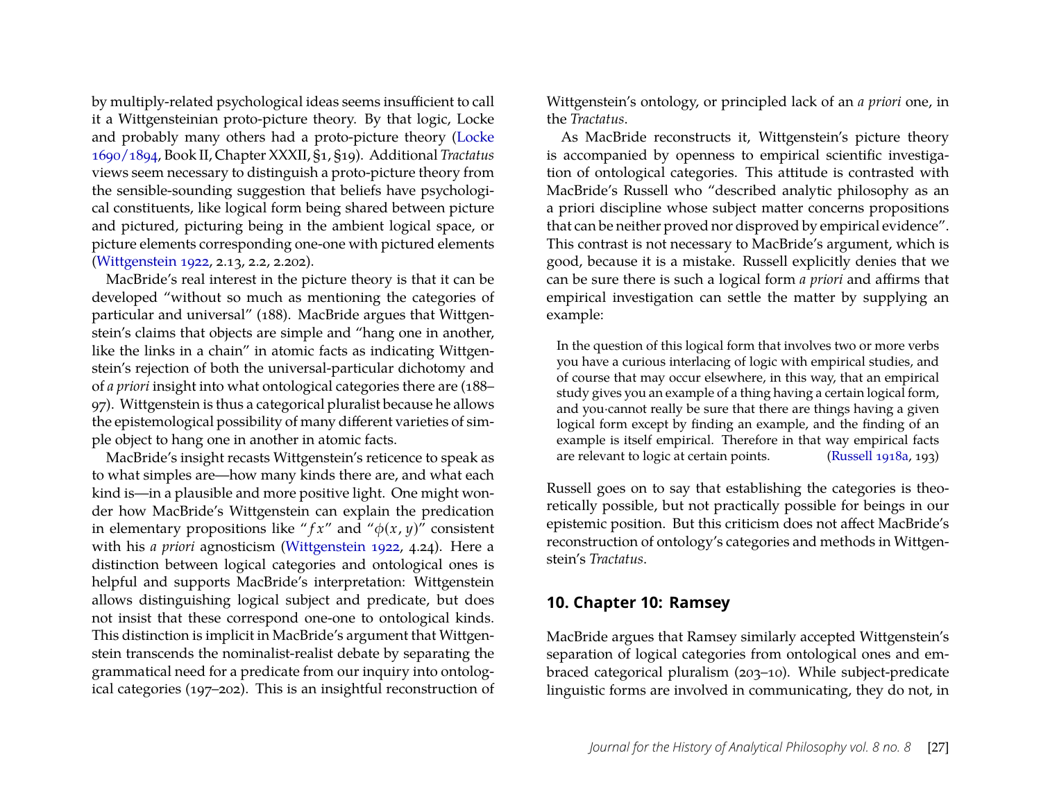by multiply-related psychological ideas seems insufficient to call it a Wittgensteinian proto-picture theory. By that logic, Locke and probably many others had a proto-picture theory (Locke 1690/1894, Book II, Chapter XXXII, §1, §19). Additional *Tractatus* views seem necessary to distinguish a proto-picture theory from the sensible-sounding suggestion that beliefs have psychological constituents, like logical form being shared between picture and pictured, picturing being in the ambient logical space, or picture elements corresponding one-one with pictured elements (Wittgenstein 1922, 2.13, 2.2, 2.202).

MacBride's real interest in the picture theory is that it can be developed "without so much as mentioning the categories of particular and universal" (188). MacBride argues that Wittgenstein's claims that objects are simple and "hang one in another, like the links in a chain" in atomic facts as indicating Wittgenstein's rejection of both the universal-particular dichotomy and of *a priori* insight into what ontological categories there are (188–97). Wittgenstein is thus a categorical pluralist because he allows the epistemological possibility of many different varieties of simple object to hang one in another in atomic facts.

MacBride's insight recasts Wittgenstein's reticence to speak as to what simples are—how many kinds there are, and what each kind is—in a plausible and more positive light. One might wonder how MacBride's Wittgenstein can explain the predication in elementary propositions like "$fx$" and "$\phi(x, y)$" consistent with his *a priori* agnosticism (Wittgenstein 1922, 4.24). Here a distinction between logical categories and ontological ones is helpful and supports MacBride's interpretation: Wittgenstein allows distinguishing logical subject and predicate, but does not insist that these correspond one-one to ontological kinds. This distinction is implicit in MacBride's argument that Wittgenstein transcends the nominalist-realist debate by separating the grammatical need for a predicate from our inquiry into ontological categories (197–202). This is an insightful reconstruction of Wittgenstein's ontology, or principled lack of an *a priori* one, in the *Tractatus*.

As MacBride reconstructs it, Wittgenstein's picture theory is accompanied by openness to empirical scientific investigation of ontological categories. This attitude is contrasted with MacBride's Russell who "described analytic philosophy as an a priori discipline whose subject matter concerns propositions that can be neither proved nor disproved by empirical evidence". This contrast is not necessary to MacBride's argument, which is good, because it is a mistake. Russell explicitly denies that we can be sure there is such a logical form *a priori* and affirms that empirical investigation can settle the matter by supplying an example:

> In the question of this logical form that involves two or more verbs you have a curious interlacing of logic with empirical studies, and of course that may occur elsewhere, in this way, that an empirical study gives you an example of a thing having a certain logical form, and you·cannot really be sure that there are things having a given logical form except by finding an example, and the finding of an example is itself empirical. Therefore in that way empirical facts are relevant to logic at certain points. (Russell 1918a, 193)

Russell goes on to say that establishing the categories is theoretically possible, but not practically possible for beings in our epistemic position. But this criticism does not affect MacBride's reconstruction of ontology's categories and methods in Wittgenstein's *Tractatus*.

## 10. Chapter 10: Ramsey

MacBride argues that Ramsey similarly accepted Wittgenstein's separation of logical categories from ontological ones and embraced categorical pluralism (203–10). While subject-predicate linguistic forms are involved in communicating, they do not, in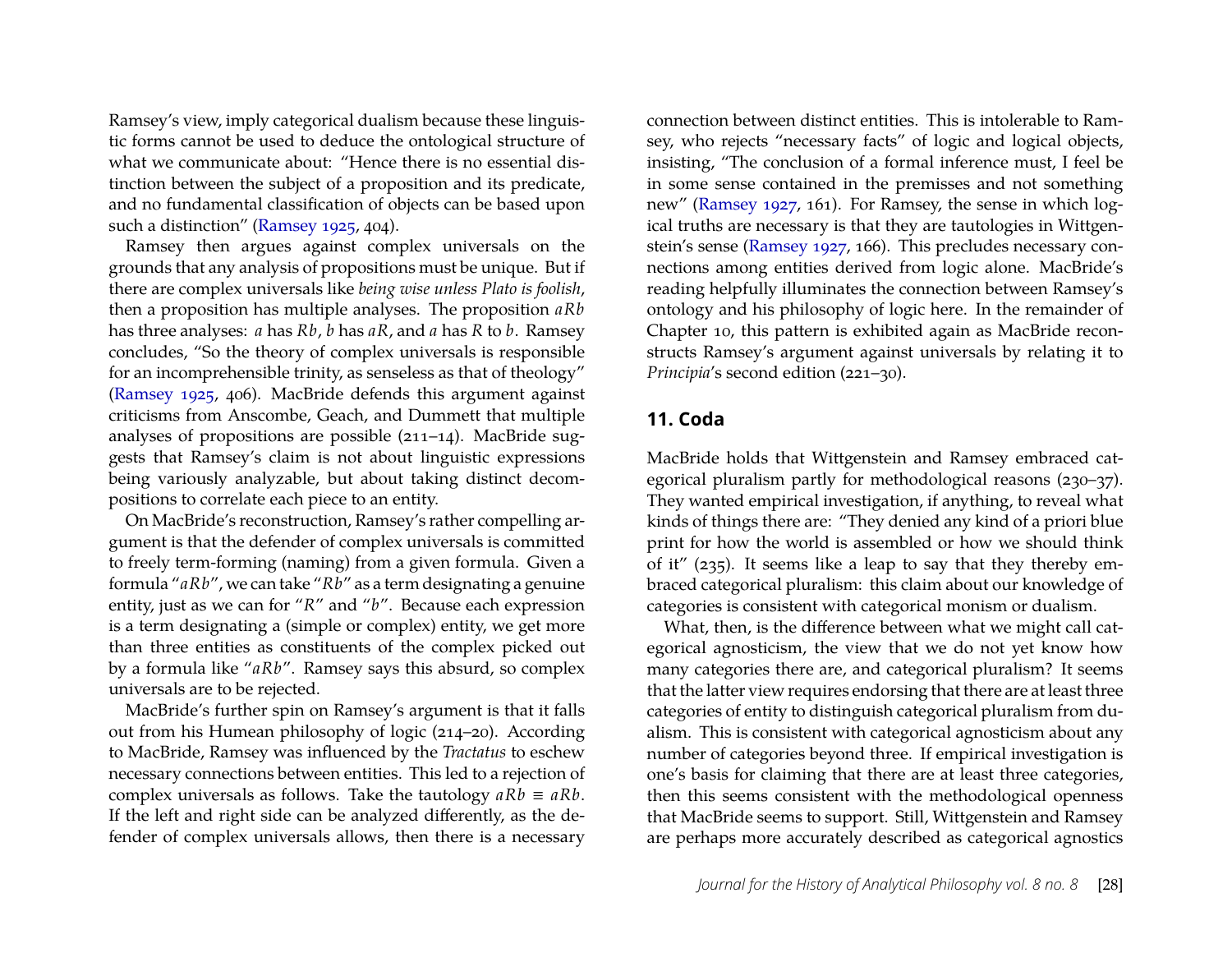Ramsey's view, imply categorical dualism because these linguistic forms cannot be used to deduce the ontological structure of what we communicate about: "Hence there is no essential distinction between the subject of a proposition and its predicate, and no fundamental classification of objects can be based upon such a distinction" (Ramsey 1925, 404).

Ramsey then argues against complex universals on the grounds that any analysis of propositions must be unique. But if there are complex universals like *being wise unless Plato is foolish*, then a proposition has multiple analyses. The proposition $aRb$ has three analyses: $a$ has $Rb$, $b$ has $aR$, and $a$ has $R$ to $b$. Ramsey concludes, "So the theory of complex universals is responsible for an incomprehensible trinity, as senseless as that of theology" (Ramsey 1925, 406). MacBride defends this argument against criticisms from Anscombe, Geach, and Dummett that multiple analyses of propositions are possible (211–14). MacBride suggests that Ramsey's claim is not about linguistic expressions being variously analyzable, but about taking distinct decompositions to correlate each piece to an entity.

On MacBride's reconstruction, Ramsey's rather compelling argument is that the defender of complex universals is committed to freely term-forming (naming) from a given formula. Given a formula "$aRb$", we can take "$Rb$" as a term designating a genuine entity, just as we can for "$R$" and "$b$". Because each expression is a term designating a (simple or complex) entity, we get more than three entities as constituents of the complex picked out by a formula like "$aRb$". Ramsey says this absurd, so complex universals are to be rejected.

MacBride's further spin on Ramsey's argument is that it falls out from his Humean philosophy of logic (214–20). According to MacBride, Ramsey was influenced by the *Tractatus* to eschew necessary connections between entities. This led to a rejection of complex universals as follows. Take the tautology $aRb \equiv aRb$. If the left and right side can be analyzed differently, as the defender of complex universals allows, then there is a necessary connection between distinct entities. This is intolerable to Ramsey, who rejects "necessary facts" of logic and logical objects, insisting, "The conclusion of a formal inference must, I feel be in some sense contained in the premisses and not something new" (Ramsey 1927, 161). For Ramsey, the sense in which logical truths are necessary is that they are tautologies in Wittgenstein's sense (Ramsey 1927, 166). This precludes necessary connections among entities derived from logic alone. MacBride's reading helpfully illuminates the connection between Ramsey's ontology and his philosophy of logic here. In the remainder of Chapter 10, this pattern is exhibited again as MacBride reconstructs Ramsey's argument against universals by relating it to *Principia*'s second edition (221–30).

## 11. Coda

MacBride holds that Wittgenstein and Ramsey embraced categorical pluralism partly for methodological reasons (230–37). They wanted empirical investigation, if anything, to reveal what kinds of things there are: "They denied any kind of a priori blue print for how the world is assembled or how we should think of it" (235). It seems like a leap to say that they thereby embraced categorical pluralism: this claim about our knowledge of categories is consistent with categorical monism or dualism.

What, then, is the difference between what we might call categorical agnosticism, the view that we do not yet know how many categories there are, and categorical pluralism? It seems that the latter view requires endorsing that there are at least three categories of entity to distinguish categorical pluralism from dualism. This is consistent with categorical agnosticism about any number of categories beyond three. If empirical investigation is one's basis for claiming that there are at least three categories, then this seems consistent with the methodological openness that MacBride seems to support. Still, Wittgenstein and Ramsey are perhaps more accurately described as categorical agnostics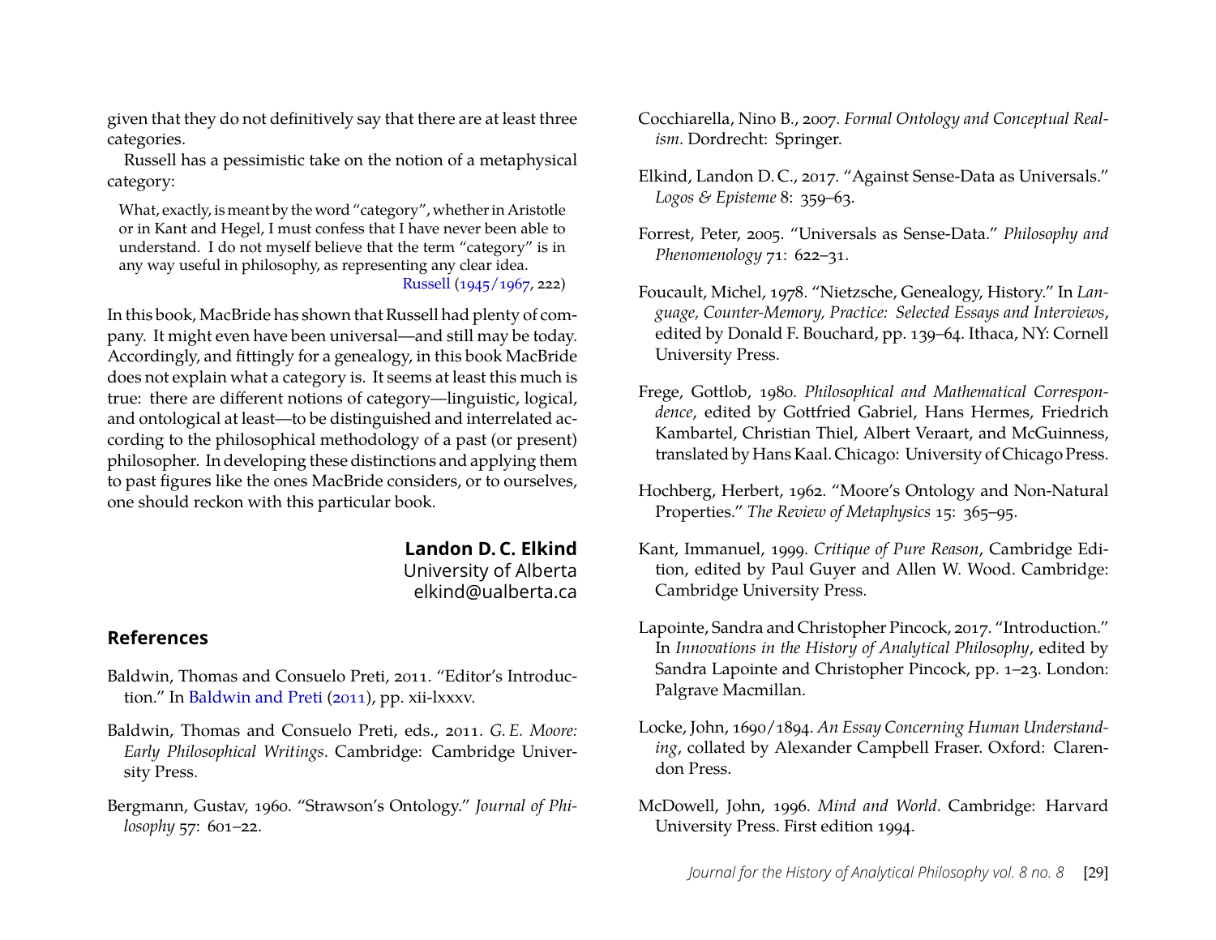given that they do not definitively say that there are at least three categories.

Russell has a pessimistic take on the notion of a metaphysical category:

> What, exactly, is meant by the word "category", whether in Aristotle or in Kant and Hegel, I must confess that I have never been able to understand. I do not myself believe that the term "category" is in any way useful in philosophy, as representing any clear idea.
>
> Russell (1945/1967, 222)

In this book, MacBride has shown that Russell had plenty of company. It might even have been universal—and still may be today. Accordingly, and fittingly for a genealogy, in this book MacBride does not explain what a category is. It seems at least this much is true: there are different notions of category—linguistic, logical, and ontological at least—to be distinguished and interrelated according to the philosophical methodology of a past (or present) philosopher. In developing these distinctions and applying them to past figures like the ones MacBride considers, or to ourselves, one should reckon with this particular book.

**Landon D. C. Elkind**
University of Alberta
elkind@ualberta.ca

## References

Baldwin, Thomas and Consuelo Preti, 2011. "Editor's Introduction." In Baldwin and Preti (2011), pp. xii-lxxxv.

Baldwin, Thomas and Consuelo Preti, eds., 2011. *G. E. Moore: Early Philosophical Writings*. Cambridge: Cambridge University Press.

Bergmann, Gustav, 1960. "Strawson's Ontology." *Journal of Philosophy* 57: 601–22.

Cocchiarella, Nino B., 2007. *Formal Ontology and Conceptual Realism*. Dordrecht: Springer.

Elkind, Landon D. C., 2017. "Against Sense-Data as Universals." *Logos & Episteme* 8: 359–63.

Forrest, Peter, 2005. "Universals as Sense-Data." *Philosophy and Phenomenology* 71: 622–31.

Foucault, Michel, 1978. "Nietzsche, Genealogy, History." In *Language, Counter-Memory, Practice: Selected Essays and Interviews*, edited by Donald F. Bouchard, pp. 139–64. Ithaca, NY: Cornell University Press.

Frege, Gottlob, 1980. *Philosophical and Mathematical Correspondence*, edited by Gottfried Gabriel, Hans Hermes, Friedrich Kambartel, Christian Thiel, Albert Veraart, and McGuinness, translated by Hans Kaal. Chicago: University of Chicago Press.

Hochberg, Herbert, 1962. "Moore's Ontology and Non-Natural Properties." *The Review of Metaphysics* 15: 365–95.

Kant, Immanuel, 1999. *Critique of Pure Reason*, Cambridge Edition, edited by Paul Guyer and Allen W. Wood. Cambridge: Cambridge University Press.

Lapointe, Sandra and Christopher Pincock, 2017. "Introduction." In *Innovations in the History of Analytical Philosophy*, edited by Sandra Lapointe and Christopher Pincock, pp. 1–23. London: Palgrave Macmillan.

Locke, John, 1690/1894. *An Essay Concerning Human Understanding*, collated by Alexander Campbell Fraser. Oxford: Clarendon Press.

McDowell, John, 1996. *Mind and World*. Cambridge: Harvard University Press. First edition 1994.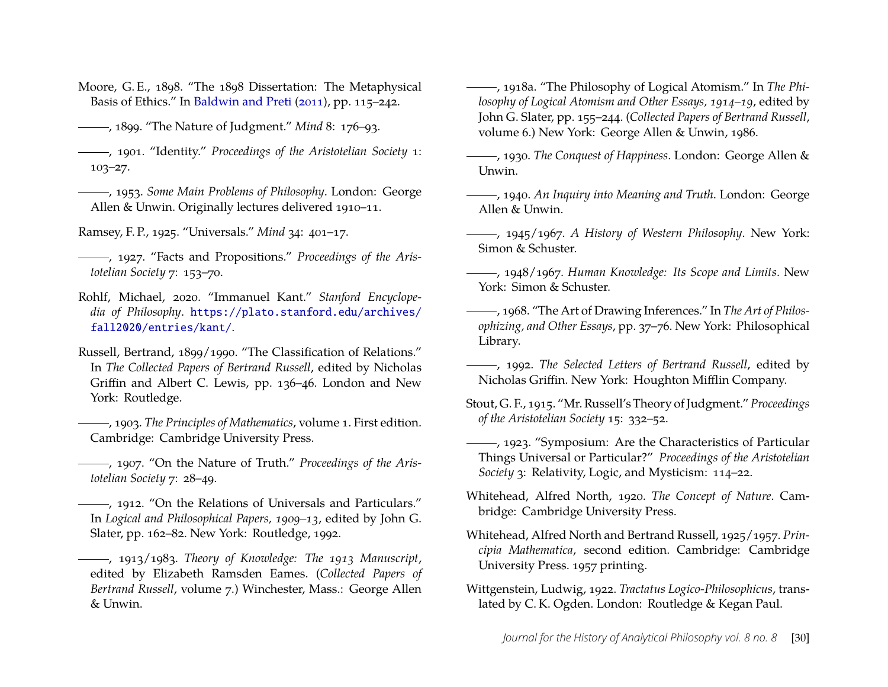Moore, G. E., 1898. "The 1898 Dissertation: The Metaphysical Basis of Ethics." In Baldwin and Preti (2011), pp. 115–242.

———, 1899. "The Nature of Judgment." *Mind* 8: 176–93.

———, 1901. "Identity." *Proceedings of the Aristotelian Society* 1: 103–27.

———, 1953. *Some Main Problems of Philosophy*. London: George Allen & Unwin. Originally lectures delivered 1910–11.

Ramsey, F. P., 1925. "Universals." *Mind* 34: 401–17.

———, 1927. "Facts and Propositions." *Proceedings of the Aristotelian Society* 7: 153–70.

Rohlf, Michael, 2020. "Immanuel Kant." *Stanford Encyclopedia of Philosophy*. https://plato.stanford.edu/archives/fall2020/entries/kant/.

Russell, Bertrand, 1899/1990. "The Classification of Relations." In *The Collected Papers of Bertrand Russell*, edited by Nicholas Griffin and Albert C. Lewis, pp. 136–46. London and New York: Routledge.

———, 1903. *The Principles of Mathematics*, volume 1. First edition. Cambridge: Cambridge University Press.

———, 1907. "On the Nature of Truth." *Proceedings of the Aristotelian Society* 7: 28–49.

———, 1912. "On the Relations of Universals and Particulars." In *Logical and Philosophical Papers, 1909–13*, edited by John G. Slater, pp. 162–82. New York: Routledge, 1992.

———, 1913/1983. *Theory of Knowledge: The 1913 Manuscript*, edited by Elizabeth Ramsden Eames. (*Collected Papers of Bertrand Russell*, volume 7.) Winchester, Mass.: George Allen & Unwin.

———, 1918a. "The Philosophy of Logical Atomism." In *The Philosophy of Logical Atomism and Other Essays, 1914–19*, edited by John G. Slater, pp. 155–244. (*Collected Papers of Bertrand Russell*, volume 6.) New York: George Allen & Unwin, 1986.

———, 1930. *The Conquest of Happiness*. London: George Allen & Unwin.

———, 1940. *An Inquiry into Meaning and Truth*. London: George Allen & Unwin.

———, 1945/1967. *A History of Western Philosophy*. New York: Simon & Schuster.

———, 1948/1967. *Human Knowledge: Its Scope and Limits*. New York: Simon & Schuster.

———, 1968. "The Art of Drawing Inferences." In *The Art of Philosophizing, and Other Essays*, pp. 37–76. New York: Philosophical Library.

———, 1992. *The Selected Letters of Bertrand Russell*, edited by Nicholas Griffin. New York: Houghton Mifflin Company.

Stout, G. F., 1915. "Mr. Russell's Theory of Judgment." *Proceedings of the Aristotelian Society* 15: 332–52.

———, 1923. "Symposium: Are the Characteristics of Particular Things Universal or Particular?" *Proceedings of the Aristotelian Society* 3: Relativity, Logic, and Mysticism: 114–22.

Whitehead, Alfred North, 1920. *The Concept of Nature*. Cambridge: Cambridge University Press.

Whitehead, Alfred North and Bertrand Russell, 1925/1957. *Principia Mathematica*, second edition. Cambridge: Cambridge University Press. 1957 printing.

Wittgenstein, Ludwig, 1922. *Tractatus Logico-Philosophicus*, translated by C. K. Ogden. London: Routledge & Kegan Paul.